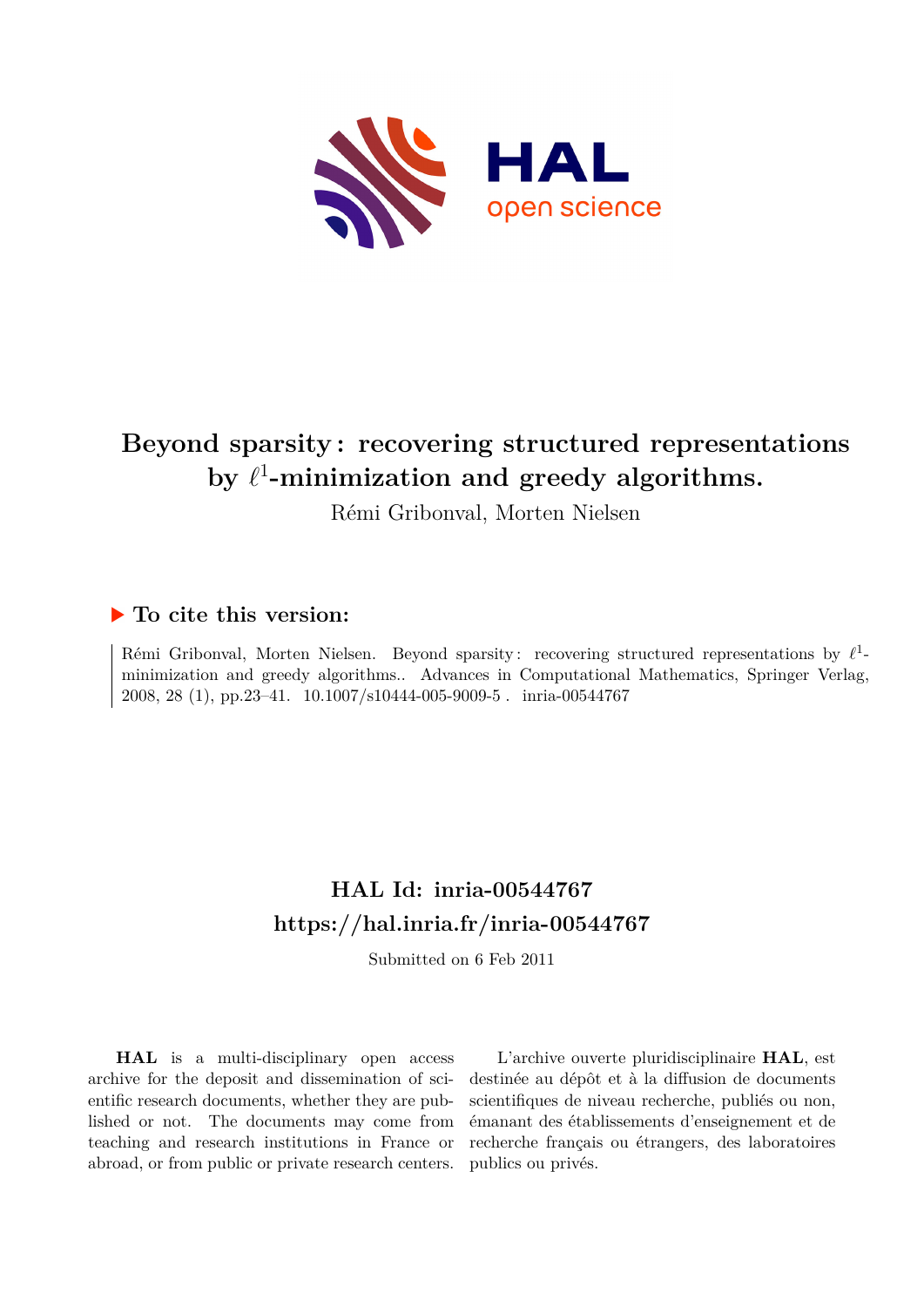# Beyond sparsity : recovering structured representations by $\ell^1$-minimization and greedy algorithms.

Rémi Gribonval, Morten Nielsen

## ▶ To cite this version:

Rémi Gribonval, Morten Nielsen. Beyond sparsity : recovering structured representations by $\ell^1$-minimization and greedy algorithms.. Advances in Computational Mathematics, Springer Verlag, 2008, 28 (1), pp.23–41. 10.1007/s10444-005-9009-5 . inria-00544767

## HAL Id: inria-00544767

## https://hal.inria.fr/inria-00544767

Submitted on 6 Feb 2011

**HAL** is a multi-disciplinary open access archive for the deposit and dissemination of scientific research documents, whether they are published or not. The documents may come from teaching and research institutions in France or abroad, or from public or private research centers.

L'archive ouverte pluridisciplinaire **HAL**, est destinée au dépôt et à la diffusion de documents scientifiques de niveau recherche, publiés ou non, émanant des établissements d'enseignement et de recherche français ou étrangers, des laboratoires publics ou privés.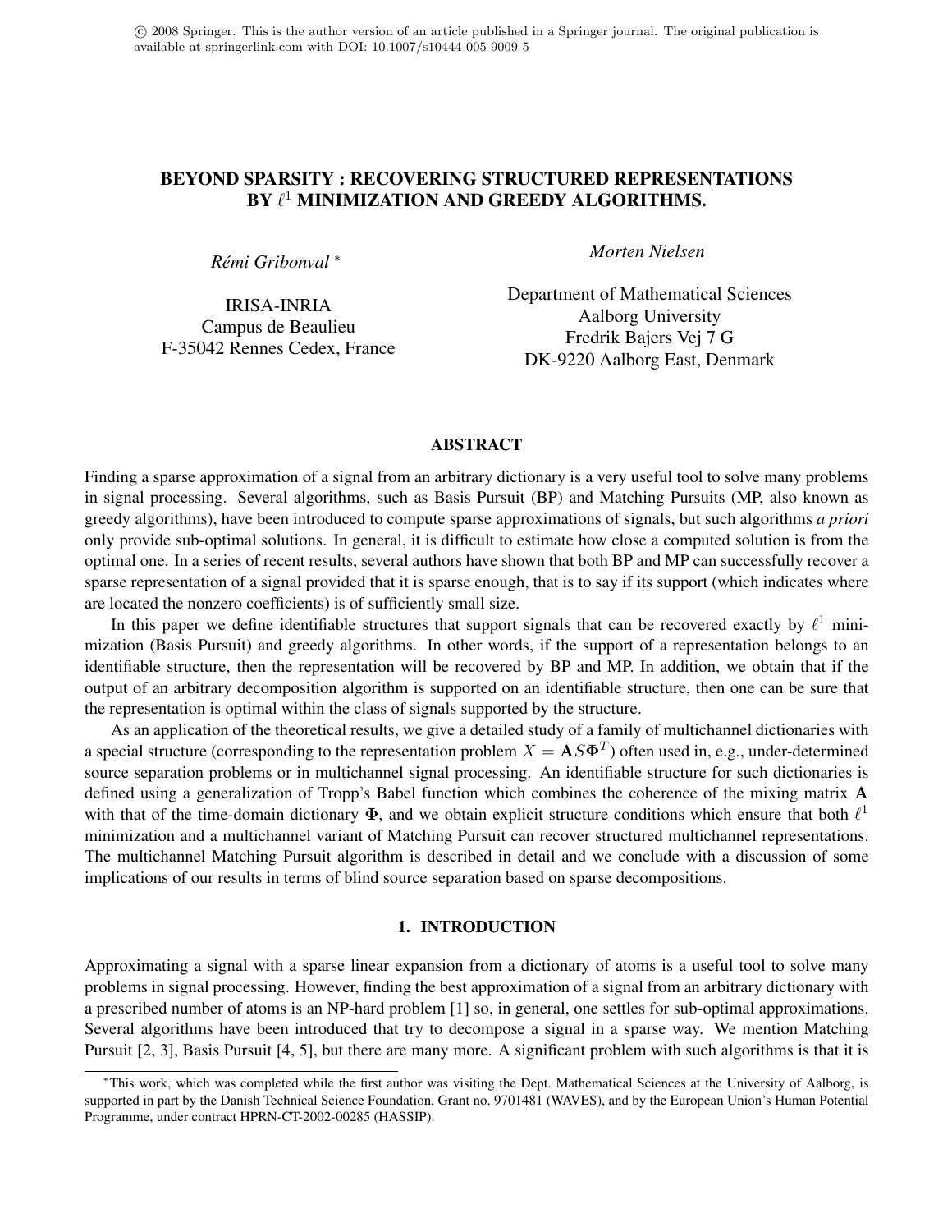© 2008 Springer. This is the author version of an article published in a Springer journal. The original publication is available at springerlink.com with DOI: 10.1007/s10444-005-9009-5

# BEYOND SPARSITY : RECOVERING STRUCTURED REPRESENTATIONS BY $\ell^1$ MINIMIZATION AND GREEDY ALGORITHMS.

*Rémi Gribonval* *

IRISA-INRIA
Campus de Beaulieu
F-35042 Rennes Cedex, France

*Morten Nielsen*

Department of Mathematical Sciences
Aalborg University
Fredrik Bajers Vej 7 G
DK-9220 Aalborg East, Denmark

## ABSTRACT

Finding a sparse approximation of a signal from an arbitrary dictionary is a very useful tool to solve many problems in signal processing. Several algorithms, such as Basis Pursuit (BP) and Matching Pursuits (MP, also known as greedy algorithms), have been introduced to compute sparse approximations of signals, but such algorithms *a priori* only provide sub-optimal solutions. In general, it is difficult to estimate how close a computed solution is from the optimal one. In a series of recent results, several authors have shown that both BP and MP can successfully recover a sparse representation of a signal provided that it is sparse enough, that is to say if its support (which indicates where are located the nonzero coefficients) is of sufficiently small size.

In this paper we define identifiable structures that support signals that can be recovered exactly by $\ell^1$ minimization (Basis Pursuit) and greedy algorithms. In other words, if the support of a representation belongs to an identifiable structure, then the representation will be recovered by BP and MP. In addition, we obtain that if the output of an arbitrary decomposition algorithm is supported on an identifiable structure, then one can be sure that the representation is optimal within the class of signals supported by the structure.

As an application of the theoretical results, we give a detailed study of a family of multichannel dictionaries with a special structure (corresponding to the representation problem $X = \mathbf{A}S\mathbf{\Phi}^T$) often used in, e.g., under-determined source separation problems or in multichannel signal processing. An identifiable structure for such dictionaries is defined using a generalization of Tropp's Babel function which combines the coherence of the mixing matrix $\mathbf{A}$ with that of the time-domain dictionary $\mathbf{\Phi}$, and we obtain explicit structure conditions which ensure that both $\ell^1$ minimization and a multichannel variant of Matching Pursuit can recover structured multichannel representations. The multichannel Matching Pursuit algorithm is described in detail and we conclude with a discussion of some implications of our results in terms of blind source separation based on sparse decompositions.

## 1. INTRODUCTION

Approximating a signal with a sparse linear expansion from a dictionary of atoms is a useful tool to solve many problems in signal processing. However, finding the best approximation of a signal from an arbitrary dictionary with a prescribed number of atoms is an NP-hard problem [1] so, in general, one settles for sub-optimal approximations. Several algorithms have been introduced that try to decompose a signal in a sparse way. We mention Matching Pursuit [2, 3], Basis Pursuit [4, 5], but there are many more. A significant problem with such algorithms is that it is

*This work, which was completed while the first author was visiting the Dept. Mathematical Sciences at the University of Aalborg, is supported in part by the Danish Technical Science Foundation, Grant no. 9701481 (WAVES), and by the European Union's Human Potential Programme, under contract HPRN-CT-2002-00285 (HASSIP).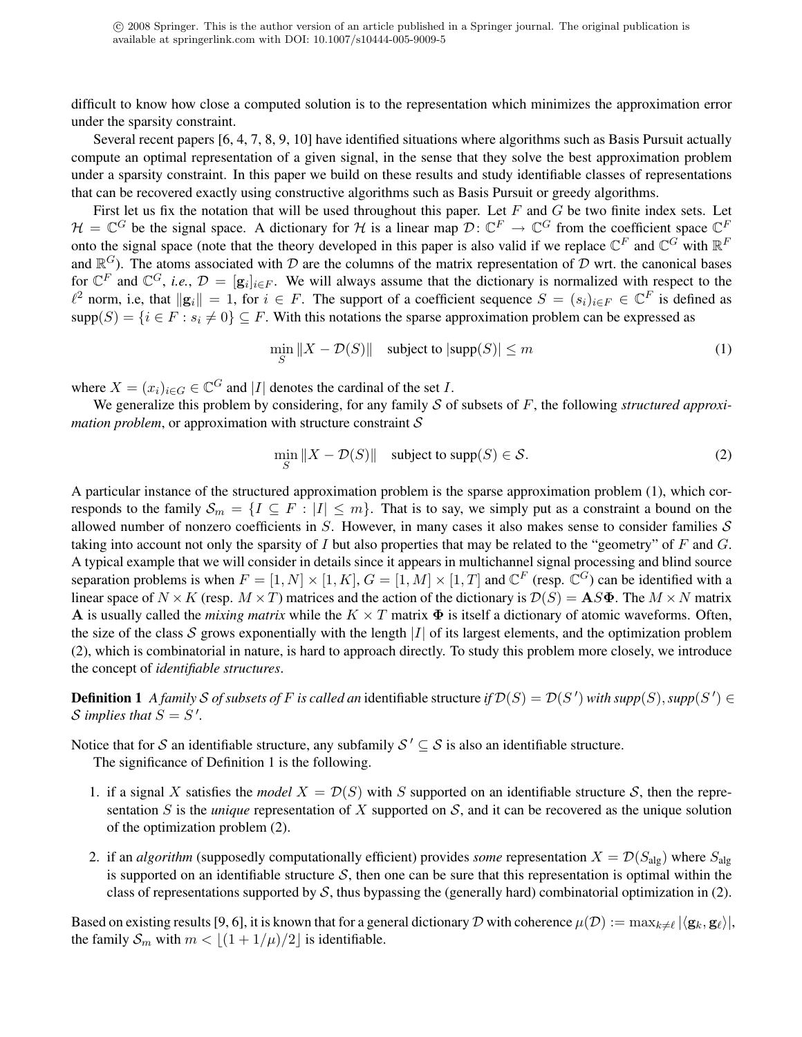difficult to know how close a computed solution is to the representation which minimizes the approximation error under the sparsity constraint.

Several recent papers [6, 4, 7, 8, 9, 10] have identified situations where algorithms such as Basis Pursuit actually compute an optimal representation of a given signal, in the sense that they solve the best approximation problem under a sparsity constraint. In this paper we build on these results and study identifiable classes of representations that can be recovered exactly using constructive algorithms such as Basis Pursuit or greedy algorithms.

First let us fix the notation that will be used throughout this paper. Let $F$ and $G$ be two finite index sets. Let $\mathcal{H} = \mathbb{C}^G$ be the signal space. A dictionary for $\mathcal{H}$ is a linear map $\mathcal{D}\colon \mathbb{C}^F \to \mathbb{C}^G$ from the coefficient space $\mathbb{C}^F$ onto the signal space (note that the theory developed in this paper is also valid if we replace $\mathbb{C}^F$ and $\mathbb{C}^G$ with $\mathbb{R}^F$ and $\mathbb{R}^G$). The atoms associated with $\mathcal{D}$ are the columns of the matrix representation of $\mathcal{D}$ wrt. the canonical bases for $\mathbb{C}^F$ and $\mathbb{C}^G$, *i.e.*, $\mathcal{D} = [\mathbf{g}_i]_{i \in F}$. We will always assume that the dictionary is normalized with respect to the $\ell^2$ norm, i.e, that $\|\mathbf{g}_i\| = 1$, for $i \in F$. The support of a coefficient sequence $S = (s_i)_{i \in F} \in \mathbb{C}^F$ is defined as $\text{supp}(S) = \{i \in F : s_i \neq 0\} \subseteq F$. With this notations the sparse approximation problem can be expressed as

$$\min_S \|X - \mathcal{D}(S)\| \quad \text{subject to } |\text{supp}(S)| \leq m \tag{1}$$

where $X = (x_i)_{i \in G} \in \mathbb{C}^G$ and $|I|$ denotes the cardinal of the set $I$.

We generalize this problem by considering, for any family $\mathcal{S}$ of subsets of $F$, the following *structured approximation problem*, or approximation with structure constraint $\mathcal{S}$

$$\min_S \|X - \mathcal{D}(S)\| \quad \text{subject to } \text{supp}(S) \in \mathcal{S}. \tag{2}$$

A particular instance of the structured approximation problem is the sparse approximation problem (1), which corresponds to the family $\mathcal{S}_m = \{I \subseteq F : |I| \leq m\}$. That is to say, we simply put as a constraint a bound on the allowed number of nonzero coefficients in $S$. However, in many cases it also makes sense to consider families $\mathcal{S}$ taking into account not only the sparsity of $I$ but also properties that may be related to the "geometry" of $F$ and $G$. A typical example that we will consider in details since it appears in multichannel signal processing and blind source separation problems is when $F = [1, N] \times [1, K]$, $G = [1, M] \times [1, T]$ and $\mathbb{C}^F$ (resp. $\mathbb{C}^G$) can be identified with a linear space of $N \times K$ (resp. $M \times T$) matrices and the action of the dictionary is $\mathcal{D}(S) = \mathbf{A} S \mathbf{\Phi}$. The $M \times N$ matrix $\mathbf{A}$ is usually called the *mixing matrix* while the $K \times T$ matrix $\mathbf{\Phi}$ is itself a dictionary of atomic waveforms. Often, the size of the class $\mathcal{S}$ grows exponentially with the length $|I|$ of its largest elements, and the optimization problem (2), which is combinatorial in nature, is hard to approach directly. To study this problem more closely, we introduce the concept of *identifiable structures*.

**Definition 1** *A family $\mathcal{S}$ of subsets of $F$ is called an* identifiable structure *if $\mathcal{D}(S) = \mathcal{D}(S')$ with $\text{supp}(S), \text{supp}(S') \in \mathcal{S}$ implies that $S = S'$.*

Notice that for $\mathcal{S}$ an identifiable structure, any subfamily $\mathcal{S}' \subseteq \mathcal{S}$ is also an identifiable structure.

The significance of Definition 1 is the following.

1. if a signal $X$ satisfies the *model* $X = \mathcal{D}(S)$ with $S$ supported on an identifiable structure $\mathcal{S}$, then the representation $S$ is the *unique* representation of $X$ supported on $\mathcal{S}$, and it can be recovered as the unique solution of the optimization problem (2).

2. if an *algorithm* (supposedly computationally efficient) provides *some* representation $X = \mathcal{D}(S_{\text{alg}})$ where $S_{\text{alg}}$ is supported on an identifiable structure $\mathcal{S}$, then one can be sure that this representation is optimal within the class of representations supported by $\mathcal{S}$, thus bypassing the (generally hard) combinatorial optimization in (2).

Based on existing results [9, 6], it is known that for a general dictionary $\mathcal{D}$ with coherence $\mu(\mathcal{D}) := \max_{k \neq \ell} |\langle \mathbf{g}_k, \mathbf{g}_\ell \rangle|$, the family $\mathcal{S}_m$ with $m < \lfloor (1 + 1/\mu)/2 \rfloor$ is identifiable.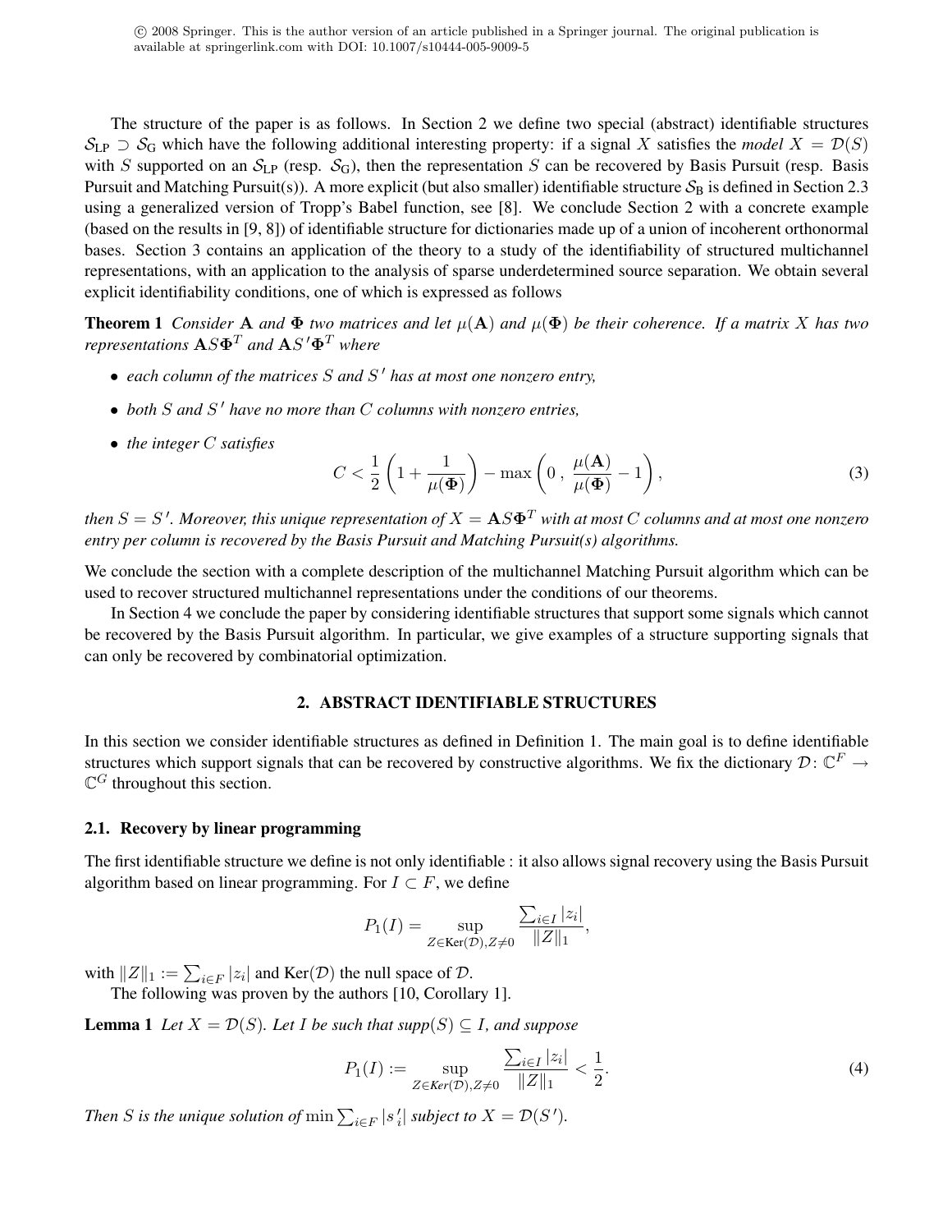© 2008 Springer. This is the author version of an article published in a Springer journal. The original publication is available at springerlink.com with DOI: 10.1007/s10444-005-9009-5

The structure of the paper is as follows. In Section 2 we define two special (abstract) identifiable structures $\mathcal{S}_{\text{LP}} \supset \mathcal{S}_{\text{G}}$ which have the following additional interesting property: if a signal $X$ satisfies the *model* $X = \mathcal{D}(S)$ with $S$ supported on an $\mathcal{S}_{\text{LP}}$ (resp. $\mathcal{S}_{\text{G}}$), then the representation $S$ can be recovered by Basis Pursuit (resp. Basis Pursuit and Matching Pursuit(s)). A more explicit (but also smaller) identifiable structure $\mathcal{S}_{\text{B}}$ is defined in Section 2.3 using a generalized version of Tropp's Babel function, see [8]. We conclude Section 2 with a concrete example (based on the results in [9, 8]) of identifiable structure for dictionaries made up of a union of incoherent orthonormal bases. Section 3 contains an application of the theory to a study of the identifiability of structured multichannel representations, with an application to the analysis of sparse underdetermined source separation. We obtain several explicit identifiability conditions, one of which is expressed as follows

**Theorem 1** *Consider* $\mathbf{A}$ *and* $\mathbf{\Phi}$ *two matrices and let* $\mu(\mathbf{A})$ *and* $\mu(\mathbf{\Phi})$ *be their coherence. If a matrix* $X$ *has two representations* $\mathbf{A}S\mathbf{\Phi}^T$ *and* $\mathbf{A}S'\mathbf{\Phi}^T$ *where*

- *each column of the matrices* $S$ *and* $S'$ *has at most one nonzero entry,*
- *both* $S$ *and* $S'$ *have no more than* $C$ *columns with nonzero entries,*
- *the integer* $C$ *satisfies*

$$C < \frac{1}{2}\left(1 + \frac{1}{\mu(\mathbf{\Phi})}\right) - \max\left(0\,,\, \frac{\mu(\mathbf{A})}{\mu(\mathbf{\Phi})} - 1\right), \tag{3}$$

*then* $S = S'$*. Moreover, this unique representation of* $X = \mathbf{A}S\mathbf{\Phi}^T$ *with at most* $C$ *columns and at most one nonzero entry per column is recovered by the Basis Pursuit and Matching Pursuit(s) algorithms.*

We conclude the section with a complete description of the multichannel Matching Pursuit algorithm which can be used to recover structured multichannel representations under the conditions of our theorems.

In Section 4 we conclude the paper by considering identifiable structures that support some signals which cannot be recovered by the Basis Pursuit algorithm. In particular, we give examples of a structure supporting signals that can only be recovered by combinatorial optimization.

## 2. ABSTRACT IDENTIFIABLE STRUCTURES

In this section we consider identifiable structures as defined in Definition 1. The main goal is to define identifiable structures which support signals that can be recovered by constructive algorithms. We fix the dictionary $\mathcal{D} \colon \mathbb{C}^F \to \mathbb{C}^G$ throughout this section.

### 2.1. Recovery by linear programming

The first identifiable structure we define is not only identifiable : it also allows signal recovery using the Basis Pursuit algorithm based on linear programming. For $I \subset F$, we define

$$P_1(I) = \sup_{Z \in \text{Ker}(\mathcal{D}), Z \neq 0} \frac{\sum_{i \in I} |z_i|}{\|Z\|_1},$$

with $\|Z\|_1 := \sum_{i \in F} |z_i|$ and $\text{Ker}(\mathcal{D})$ the null space of $\mathcal{D}$.

The following was proven by the authors [10, Corollary 1].

**Lemma 1** *Let* $X = \mathcal{D}(S)$*. Let* $I$ *be such that* $supp(S) \subseteq I$*, and suppose*

$$P_1(I) := \sup_{Z \in Ker(\mathcal{D}), Z \neq 0} \frac{\sum_{i \in I} |z_i|}{\|Z\|_1} < \frac{1}{2}. \tag{4}$$

*Then* $S$ *is the unique solution of* $\min \sum_{i \in F} |s'_i|$ *subject to* $X = \mathcal{D}(S')$*.*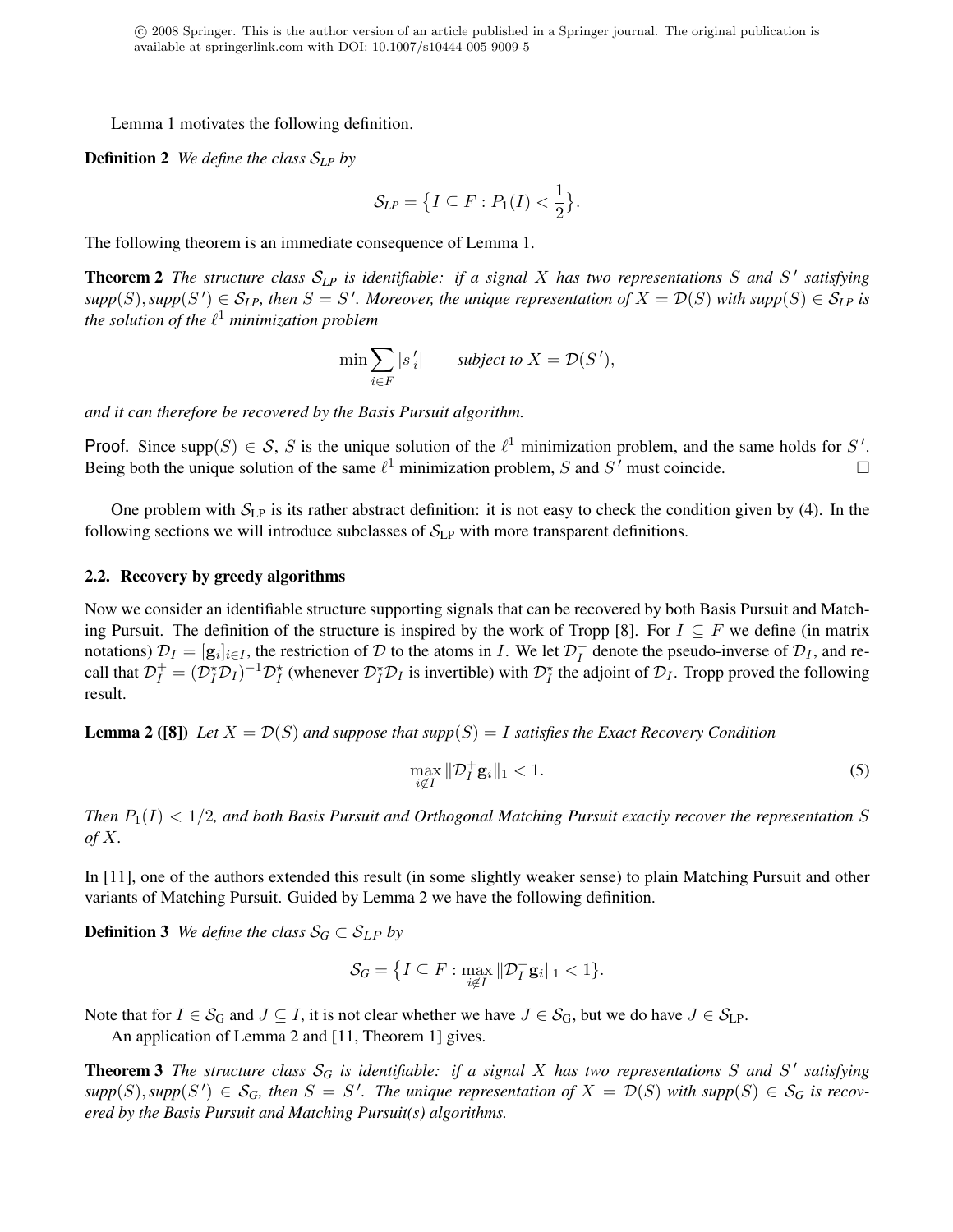Lemma 1 motivates the following definition.

**Definition 2** *We define the class $\mathcal{S}_{LP}$ by*

$$\mathcal{S}_{LP} = \big\{ I \subseteq F : P_1(I) < \frac{1}{2} \big\}.$$

The following theorem is an immediate consequence of Lemma 1.

**Theorem 2** *The structure class $\mathcal{S}_{LP}$ is identifiable: if a signal $X$ has two representations $S$ and $S'$ satisfying $supp(S), supp(S') \in \mathcal{S}_{LP}$, then $S = S'$. Moreover, the unique representation of $X = \mathcal{D}(S)$ with $supp(S) \in \mathcal{S}_{LP}$ is the solution of the $\ell^1$ minimization problem*

$$\min \sum_{i \in F} |s'_i| \qquad \text{subject to } X = \mathcal{D}(S'),$$

*and it can therefore be recovered by the Basis Pursuit algorithm.*

Proof. Since $\mathrm{supp}(S) \in \mathcal{S}$, $S$ is the unique solution of the $\ell^1$ minimization problem, and the same holds for $S'$. Being both the unique solution of the same $\ell^1$ minimization problem, $S$ and $S'$ must coincide. □

One problem with $\mathcal{S}_{\mathrm{LP}}$ is its rather abstract definition: it is not easy to check the condition given by (4). In the following sections we will introduce subclasses of $\mathcal{S}_{\mathrm{LP}}$ with more transparent definitions.

### 2.2. Recovery by greedy algorithms

Now we consider an identifiable structure supporting signals that can be recovered by both Basis Pursuit and Matching Pursuit. The definition of the structure is inspired by the work of Tropp [8]. For $I \subseteq F$ we define (in matrix notations) $\mathcal{D}_I = [\mathbf{g}_i]_{i \in I}$, the restriction of $\mathcal{D}$ to the atoms in $I$. We let $\mathcal{D}_I^+$ denote the pseudo-inverse of $\mathcal{D}_I$, and recall that $\mathcal{D}_I^+ = (\mathcal{D}_I^\star \mathcal{D}_I)^{-1} \mathcal{D}_I^\star$ (whenever $\mathcal{D}_I^\star \mathcal{D}_I$ is invertible) with $\mathcal{D}_I^\star$ the adjoint of $\mathcal{D}_I$. Tropp proved the following result.

**Lemma 2 ([8])** *Let $X = \mathcal{D}(S)$ and suppose that $supp(S) = I$ satisfies the Exact Recovery Condition*

$$\max_{i \notin I} \|\mathcal{D}_I^+ \mathbf{g}_i\|_1 < 1. \tag{5}$$

*Then $P_1(I) < 1/2$, and both Basis Pursuit and Orthogonal Matching Pursuit exactly recover the representation $S$ of $X$.*

In [11], one of the authors extended this result (in some slightly weaker sense) to plain Matching Pursuit and other variants of Matching Pursuit. Guided by Lemma 2 we have the following definition.

**Definition 3** *We define the class $\mathcal{S}_G \subset \mathcal{S}_{LP}$ by*

$$\mathcal{S}_G = \big\{ I \subseteq F : \max_{i \notin I} \|\mathcal{D}_I^+ \mathbf{g}_i\|_1 < 1 \big\}.$$

Note that for $I \in \mathcal{S}_{\mathrm{G}}$ and $J \subseteq I$, it is not clear whether we have $J \in \mathcal{S}_{\mathrm{G}}$, but we do have $J \in \mathcal{S}_{\mathrm{LP}}$.

An application of Lemma 2 and [11, Theorem 1] gives.

**Theorem 3** *The structure class $\mathcal{S}_G$ is identifiable: if a signal $X$ has two representations $S$ and $S'$ satisfying $supp(S), supp(S') \in \mathcal{S}_G$, then $S = S'$. The unique representation of $X = \mathcal{D}(S)$ with $supp(S) \in \mathcal{S}_G$ is recovered by the Basis Pursuit and Matching Pursuit(s) algorithms.*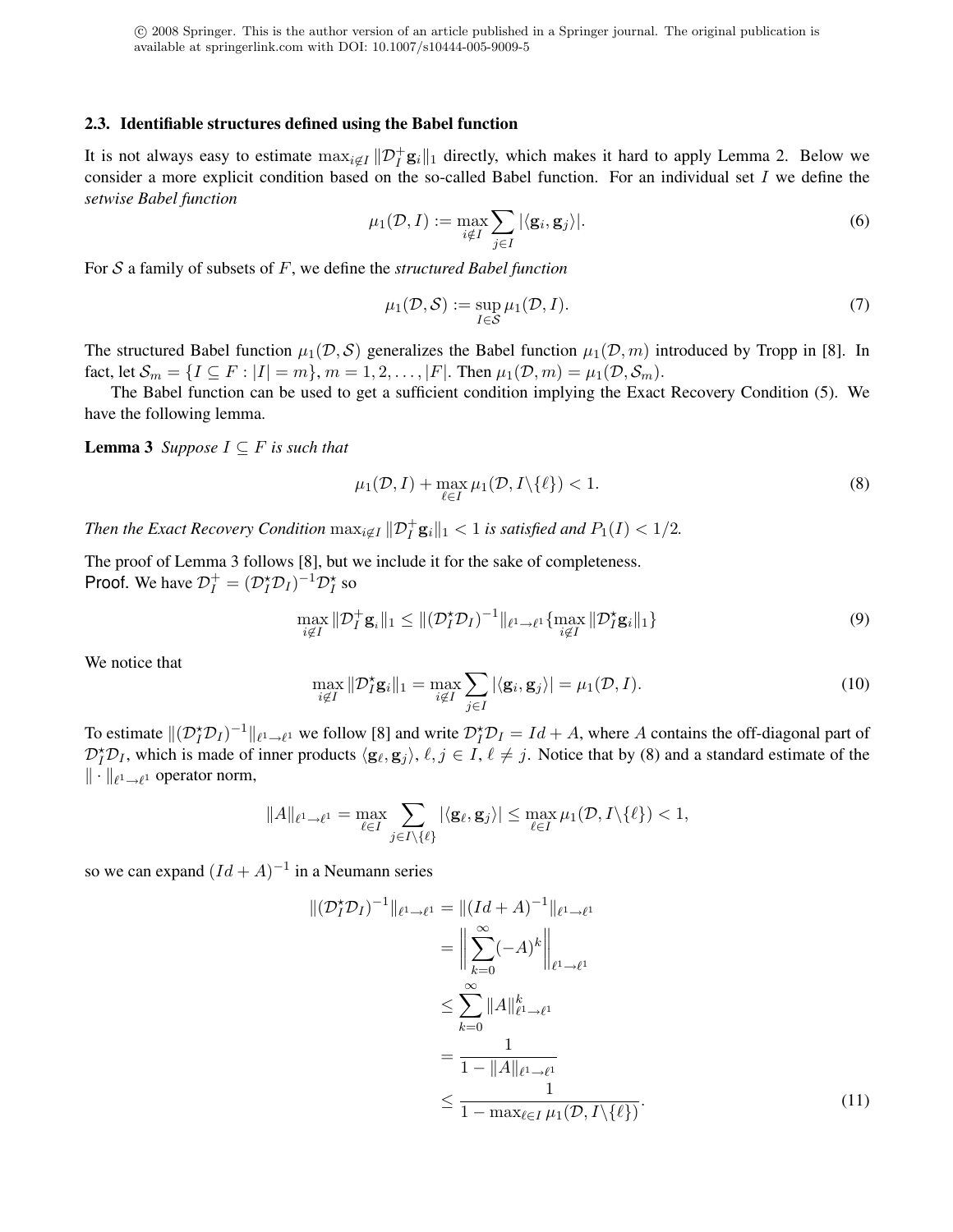© 2008 Springer. This is the author version of an article published in a Springer journal. The original publication is available at springerlink.com with DOI: 10.1007/s10444-005-9009-5

### 2.3. Identifiable structures defined using the Babel function

It is not always easy to estimate $\max_{i \notin I} \|\mathcal{D}_I^+ \mathbf{g}_i\|_1$ directly, which makes it hard to apply Lemma 2. Below we consider a more explicit condition based on the so-called Babel function. For an individual set $I$ we define the *setwise Babel function*

$$\mu_1(\mathcal{D}, I) := \max_{i \notin I} \sum_{j \in I} |\langle \mathbf{g}_i, \mathbf{g}_j \rangle|. \tag{6}$$

For $\mathcal{S}$ a family of subsets of $F$, we define the *structured Babel function*

$$\mu_1(\mathcal{D}, \mathcal{S}) := \sup_{I \in \mathcal{S}} \mu_1(\mathcal{D}, I). \tag{7}$$

The structured Babel function $\mu_1(\mathcal{D}, \mathcal{S})$ generalizes the Babel function $\mu_1(\mathcal{D}, m)$ introduced by Tropp in [8]. In fact, let $\mathcal{S}_m = \{I \subseteq F : |I| = m\}$, $m = 1, 2, \ldots, |F|$. Then $\mu_1(\mathcal{D}, m) = \mu_1(\mathcal{D}, \mathcal{S}_m)$.

The Babel function can be used to get a sufficient condition implying the Exact Recovery Condition (5). We have the following lemma.

**Lemma 3** *Suppose $I \subseteq F$ is such that*

$$\mu_1(\mathcal{D}, I) + \max_{\ell \in I} \mu_1(\mathcal{D}, I \backslash \{\ell\}) < 1. \tag{8}$$

*Then the Exact Recovery Condition $\max_{i \notin I} \|\mathcal{D}_I^+ \mathbf{g}_i\|_1 < 1$ is satisfied and $P_1(I) < 1/2$.*

The proof of Lemma 3 follows [8], but we include it for the sake of completeness.

Proof. We have $\mathcal{D}_I^+ = (\mathcal{D}_I^\star \mathcal{D}_I)^{-1} \mathcal{D}_I^\star$ so

$$\max_{i \notin I} \|\mathcal{D}_I^+ \mathbf{g}_i\|_1 \leq \|(\mathcal{D}_I^\star \mathcal{D}_I)^{-1}\|_{\ell^1 \to \ell^1} \{\max_{i \notin I} \|\mathcal{D}_I^\star \mathbf{g}_i\|_1\} \tag{9}$$

We notice that

$$\max_{i \notin I} \|\mathcal{D}_I^\star \mathbf{g}_i\|_1 = \max_{i \notin I} \sum_{j \in I} |\langle \mathbf{g}_i, \mathbf{g}_j \rangle| = \mu_1(\mathcal{D}, I). \tag{10}$$

To estimate $\|(\mathcal{D}_I^\star \mathcal{D}_I)^{-1}\|_{\ell^1 \to \ell^1}$ we follow [8] and write $\mathcal{D}_I^\star \mathcal{D}_I = Id + A$, where $A$ contains the off-diagonal part of $\mathcal{D}_I^\star \mathcal{D}_I$, which is made of inner products $\langle \mathbf{g}_\ell, \mathbf{g}_j \rangle$, $\ell, j \in I$, $\ell \neq j$. Notice that by (8) and a standard estimate of the $\|\cdot\|_{\ell^1 \to \ell^1}$ operator norm,

$$\|A\|_{\ell^1 \to \ell^1} = \max_{\ell \in I} \sum_{j \in I \backslash \{\ell\}} |\langle \mathbf{g}_\ell, \mathbf{g}_j \rangle| \leq \max_{\ell \in I} \mu_1(\mathcal{D}, I \backslash \{\ell\}) < 1,$$

so we can expand $(Id + A)^{-1}$ in a Neumann series

$$\begin{aligned}
\|(\mathcal{D}_I^\star \mathcal{D}_I)^{-1}\|_{\ell^1 \to \ell^1} &= \|(Id + A)^{-1}\|_{\ell^1 \to \ell^1} \\
&= \left\| \sum_{k=0}^{\infty} (-A)^k \right\|_{\ell^1 \to \ell^1} \\
&\leq \sum_{k=0}^{\infty} \|A\|_{\ell^1 \to \ell^1}^k \\
&= \frac{1}{1 - \|A\|_{\ell^1 \to \ell^1}} \\
&\leq \frac{1}{1 - \max_{\ell \in I} \mu_1(\mathcal{D}, I \backslash \{\ell\})}.
\end{aligned} \tag{11}$$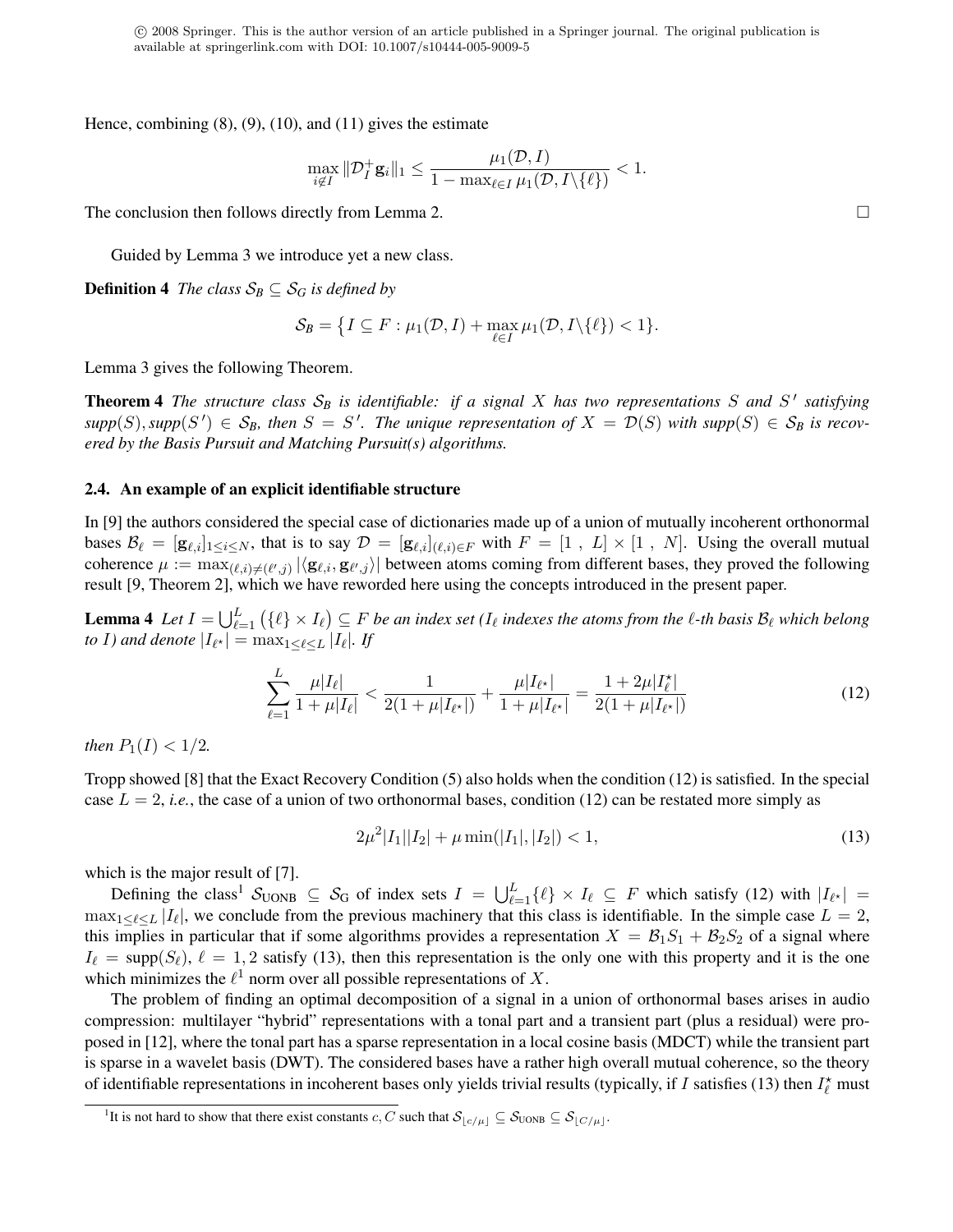Hence, combining (8), (9), (10), and (11) gives the estimate

$$\max_{i \notin I} \|\mathcal{D}_I^+ \mathbf{g}_i\|_1 \leq \frac{\mu_1(\mathcal{D}, I)}{1 - \max_{\ell \in I} \mu_1(\mathcal{D}, I \backslash \{\ell\})} < 1.$$

The conclusion then follows directly from Lemma 2. □

Guided by Lemma 3 we introduce yet a new class.

**Definition 4** *The class $\mathcal{S}_B \subseteq \mathcal{S}_G$ is defined by*

$$\mathcal{S}_B = \{ I \subseteq F : \mu_1(\mathcal{D}, I) + \max_{\ell \in I} \mu_1(\mathcal{D}, I \backslash \{\ell\}) < 1 \}.$$

Lemma 3 gives the following Theorem.

**Theorem 4** *The structure class $\mathcal{S}_B$ is identifiable: if a signal $X$ has two representations $S$ and $S'$ satisfying $supp(S), supp(S') \in \mathcal{S}_B$, then $S = S'$. The unique representation of $X = \mathcal{D}(S)$ with $supp(S) \in \mathcal{S}_B$ is recovered by the Basis Pursuit and Matching Pursuit(s) algorithms.*

## 2.4. An example of an explicit identifiable structure

In [9] the authors considered the special case of dictionaries made up of a union of mutually incoherent orthonormal bases $\mathcal{B}_\ell = [\mathbf{g}_{\ell,i}]_{1 \leq i \leq N}$, that is to say $\mathcal{D} = [\mathbf{g}_{\ell,i}]_{(\ell,i) \in F}$ with $F = [1\ ,\ L] \times [1\ ,\ N]$. Using the overall mutual coherence $\mu := \max_{(\ell,i) \neq (\ell',j)} |\langle \mathbf{g}_{\ell,i}, \mathbf{g}_{\ell',j} \rangle|$ between atoms coming from different bases, they proved the following result [9, Theorem 2], which we have reworded here using the concepts introduced in the present paper.

**Lemma 4** *Let $I = \bigcup_{\ell=1}^{L} (\{\ell\} \times I_\ell) \subseteq F$ be an index set ($I_\ell$ indexes the atoms from the $\ell$-th basis $\mathcal{B}_\ell$ which belong to $I$) and denote $|I_{\ell^\star}| = \max_{1 \leq \ell \leq L} |I_\ell|$. If*

$$\sum_{\ell=1}^{L} \frac{\mu |I_\ell|}{1 + \mu |I_\ell|} < \frac{1}{2(1 + \mu |I_{\ell^\star}|)} + \frac{\mu |I_{\ell^\star}|}{1 + \mu |I_{\ell^\star}|} = \frac{1 + 2\mu |I_\ell^\star|}{2(1 + \mu |I_{\ell^\star}|)} \tag{12}$$

*then $P_1(I) < 1/2$.*

Tropp showed [8] that the Exact Recovery Condition (5) also holds when the condition (12) is satisfied. In the special case $L = 2$, *i.e.*, the case of a union of two orthonormal bases, condition (12) can be restated more simply as

$$2\mu^2 |I_1||I_2| + \mu \min(|I_1|, |I_2|) < 1, \tag{13}$$

which is the major result of [7].

Defining the class[1] $\mathcal{S}_{\text{UONB}} \subseteq \mathcal{S}_{\text{G}}$ of index sets $I = \bigcup_{\ell=1}^{L} \{\ell\} \times I_\ell \subseteq F$ which satisfy (12) with $|I_{\ell^\star}| = \max_{1 \leq \ell \leq L} |I_\ell|$, we conclude from the previous machinery that this class is identifiable. In the simple case $L = 2$, this implies in particular that if some algorithms provides a representation $X = \mathcal{B}_1 S_1 + \mathcal{B}_2 S_2$ of a signal where $I_\ell = \text{supp}(S_\ell)$, $\ell = 1, 2$ satisfy (13), then this representation is the only one with this property and it is the one which minimizes the $\ell^1$ norm over all possible representations of $X$.

The problem of finding an optimal decomposition of a signal in a union of orthonormal bases arises in audio compression: multilayer "hybrid" representations with a tonal part and a transient part (plus a residual) were proposed in [12], where the tonal part has a sparse representation in a local cosine basis (MDCT) while the transient part is sparse in a wavelet basis (DWT). The considered bases have a rather high overall mutual coherence, so the theory of identifiable representations in incoherent bases only yields trivial results (typically, if $I$ satisfies (13) then $I_\ell^\star$ must

[1] It is not hard to show that there exist constants $c, C$ such that $\mathcal{S}_{\lfloor c/\mu \rfloor} \subseteq \mathcal{S}_{\text{UONB}} \subseteq \mathcal{S}_{\lfloor C/\mu \rfloor}$.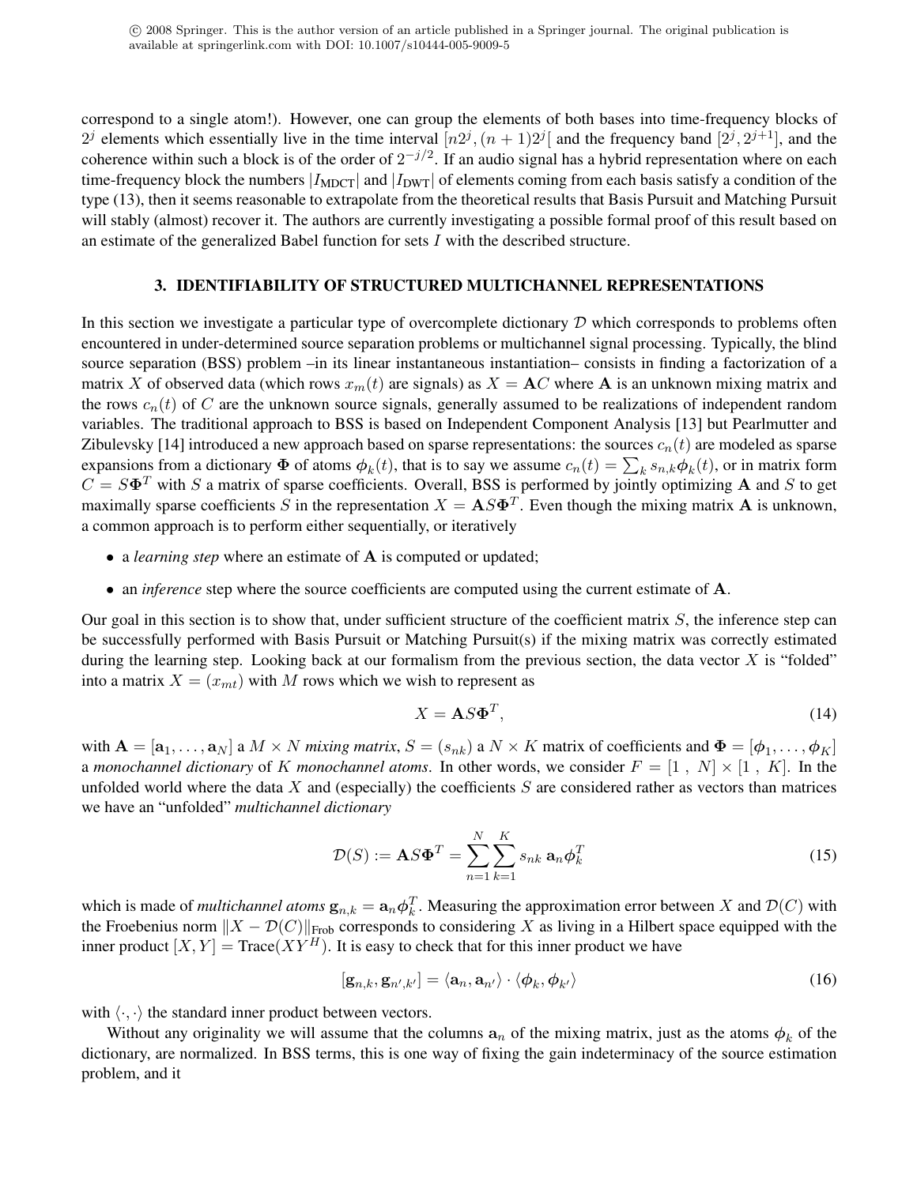correspond to a single atom!). However, one can group the elements of both bases into time-frequency blocks of $2^j$ elements which essentially live in the time interval $[n2^j, (n+1)2^j[$ and the frequency band $[2^j, 2^{j+1}]$, and the coherence within such a block is of the order of $2^{-j/2}$. If an audio signal has a hybrid representation where on each time-frequency block the numbers $|I_{\text{MDCT}}|$ and $|I_{\text{DWT}}|$ of elements coming from each basis satisfy a condition of the type (13), then it seems reasonable to extrapolate from the theoretical results that Basis Pursuit and Matching Pursuit will stably (almost) recover it. The authors are currently investigating a possible formal proof of this result based on an estimate of the generalized Babel function for sets $I$ with the described structure.

## 3. IDENTIFIABILITY OF STRUCTURED MULTICHANNEL REPRESENTATIONS

In this section we investigate a particular type of overcomplete dictionary $\mathcal{D}$ which corresponds to problems often encountered in under-determined source separation problems or multichannel signal processing. Typically, the blind source separation (BSS) problem –in its linear instantaneous instantiation– consists in finding a factorization of a matrix $X$ of observed data (which rows $x_m(t)$ are signals) as $X = \mathbf{A}C$ where $\mathbf{A}$ is an unknown mixing matrix and the rows $c_n(t)$ of $C$ are the unknown source signals, generally assumed to be realizations of independent random variables. The traditional approach to BSS is based on Independent Component Analysis [13] but Pearlmutter and Zibulevsky [14] introduced a new approach based on sparse representations: the sources $c_n(t)$ are modeled as sparse expansions from a dictionary $\mathbf{\Phi}$ of atoms $\phi_k(t)$, that is to say we assume $c_n(t) = \sum_k s_{n,k} \phi_k(t)$, or in matrix form $C = S\mathbf{\Phi}^T$ with $S$ a matrix of sparse coefficients. Overall, BSS is performed by jointly optimizing $\mathbf{A}$ and $S$ to get maximally sparse coefficients $S$ in the representation $X = \mathbf{A}S\mathbf{\Phi}^T$. Even though the mixing matrix $\mathbf{A}$ is unknown, a common approach is to perform either sequentially, or iteratively

- a *learning step* where an estimate of $\mathbf{A}$ is computed or updated;
- an *inference* step where the source coefficients are computed using the current estimate of $\mathbf{A}$.

Our goal in this section is to show that, under sufficient structure of the coefficient matrix $S$, the inference step can be successfully performed with Basis Pursuit or Matching Pursuit(s) if the mixing matrix was correctly estimated during the learning step. Looking back at our formalism from the previous section, the data vector $X$ is "folded" into a matrix $X = (x_{mt})$ with $M$ rows which we wish to represent as

$$X = \mathbf{A}S\mathbf{\Phi}^T, \tag{14}$$

with $\mathbf{A} = [\mathbf{a}_1, \ldots, \mathbf{a}_N]$ a $M \times N$ *mixing matrix*, $S = (s_{nk})$ a $N \times K$ matrix of coefficients and $\mathbf{\Phi} = [\boldsymbol{\phi}_1, \ldots, \boldsymbol{\phi}_K]$ a *monochannel dictionary* of $K$ *monochannel atoms*. In other words, we consider $F = [1\ ,\ N] \times [1\ ,\ K]$. In the unfolded world where the data $X$ and (especially) the coefficients $S$ are considered rather as vectors than matrices we have an "unfolded" *multichannel dictionary*

$$\mathcal{D}(S) := \mathbf{A}S\mathbf{\Phi}^T = \sum_{n=1}^{N}\sum_{k=1}^{K} s_{nk}\, \mathbf{a}_n \boldsymbol{\phi}_k^T \tag{15}$$

which is made of *multichannel atoms* $\mathbf{g}_{n,k} = \mathbf{a}_n \boldsymbol{\phi}_k^T$. Measuring the approximation error between $X$ and $\mathcal{D}(C)$ with the Froebenius norm $\|X - \mathcal{D}(C)\|_{\text{Frob}}$ corresponds to considering $X$ as living in a Hilbert space equipped with the inner product $[X, Y] = \text{Trace}(XY^H)$. It is easy to check that for this inner product we have

$$[\mathbf{g}_{n,k}, \mathbf{g}_{n',k'}] = \langle \mathbf{a}_n, \mathbf{a}_{n'} \rangle \cdot \langle \boldsymbol{\phi}_k, \boldsymbol{\phi}_{k'} \rangle \tag{16}$$

with $\langle \cdot, \cdot \rangle$ the standard inner product between vectors.

Without any originality we will assume that the columns $\mathbf{a}_n$ of the mixing matrix, just as the atoms $\boldsymbol{\phi}_k$ of the dictionary, are normalized. In BSS terms, this is one way of fixing the gain indeterminacy of the source estimation problem, and it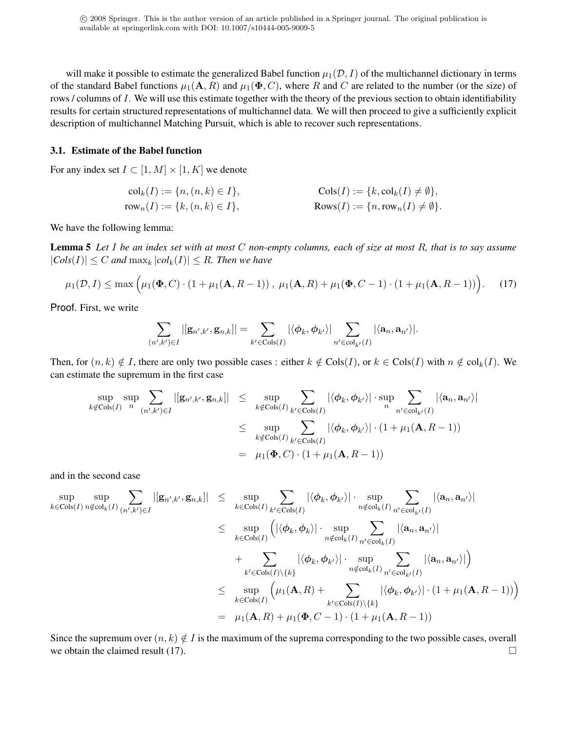© 2008 Springer. This is the author version of an article published in a Springer journal. The original publication is available at springerlink.com with DOI: 10.1007/s10444-005-9009-5

will make it possible to estimate the generalized Babel function $\mu_1(\mathcal{D}, I)$ of the multichannel dictionary in terms of the standard Babel functions $\mu_1(\mathbf{A}, R)$ and $\mu_1(\mathbf{\Phi}, C)$, where $R$ and $C$ are related to the number (or the size) of rows / columns of $I$. We will use this estimate together with the theory of the previous section to obtain identifiability results for certain structured representations of multichannel data. We will then proceed to give a sufficiently explicit description of multichannel Matching Pursuit, which is able to recover such representations.

### 3.1. Estimate of the Babel function

For any index set $I \subset [1, M] \times [1, K]$ we denote

$$\mathrm{col}_k(I) := \{n, (n,k) \in I\}, \qquad \mathrm{Cols}(I) := \{k, \mathrm{col}_k(I) \neq \emptyset\},$$
$$\mathrm{row}_n(I) := \{k, (n,k) \in I\}, \qquad \mathrm{Rows}(I) := \{n, \mathrm{row}_n(I) \neq \emptyset\}.$$

We have the following lemma:

**Lemma 5** *Let $I$ be an index set with at most $C$ non-empty columns, each of size at most $R$, that is to say assume $|Cols(I)| \leq C$ and $\max_k |col_k(I)| \leq R$. Then we have*

$$\mu_1(\mathcal{D}, I) \leq \max\Big(\mu_1(\mathbf{\Phi}, C) \cdot (1 + \mu_1(\mathbf{A}, R-1))\,,\ \mu_1(\mathbf{A}, R) + \mu_1(\mathbf{\Phi}, C-1) \cdot (1 + \mu_1(\mathbf{A}, R-1))\Big). \quad (17)$$

Proof. First, we write

$$\sum_{(n',k') \in I} |[\mathbf{g}_{n',k'}, \mathbf{g}_{n,k}]| = \sum_{k' \in \mathrm{Cols}(I)} |\langle \boldsymbol{\phi}_k, \boldsymbol{\phi}_{k'} \rangle| \sum_{n' \in \mathrm{col}_{k'}(I)} |\langle \mathbf{a}_n, \mathbf{a}_{n'} \rangle|.$$

Then, for $(n,k) \notin I$, there are only two possible cases : either $k \notin \mathrm{Cols}(I)$, or $k \in \mathrm{Cols}(I)$ with $n \notin \mathrm{col}_k(I)$. We can estimate the supremum in the first case

$$\begin{aligned}
\sup_{k \notin \mathrm{Cols}(I)} \sup_n \sum_{(n',k') \in I} |[\mathbf{g}_{n',k'}, \mathbf{g}_{n,k}]| &\leq \sup_{k \notin \mathrm{Cols}(I)} \sum_{k' \in \mathrm{Cols}(I)} |\langle \boldsymbol{\phi}_k, \boldsymbol{\phi}_{k'} \rangle| \cdot \sup_n \sum_{n' \in \mathrm{col}_{k'}(I)} |\langle \mathbf{a}_n, \mathbf{a}_{n'} \rangle| \\
&\leq \sup_{k \notin \mathrm{Cols}(I)} \sum_{k' \in \mathrm{Cols}(I)} |\langle \boldsymbol{\phi}_k, \boldsymbol{\phi}_{k'} \rangle| \cdot (1 + \mu_1(\mathbf{A}, R-1)) \\
&= \mu_1(\mathbf{\Phi}, C) \cdot (1 + \mu_1(\mathbf{A}, R-1))
\end{aligned}$$

and in the second case

$$\begin{aligned}
\sup_{k \in \mathrm{Cols}(I)} \sup_{n \notin \mathrm{col}_k(I)} \sum_{(n',k') \in I} |[\mathbf{g}_{n',k'}, \mathbf{g}_{n,k}]| &\leq \sup_{k \in \mathrm{Cols}(I)} \sum_{k' \in \mathrm{Cols}(I)} |\langle \boldsymbol{\phi}_k, \boldsymbol{\phi}_{k'} \rangle| \cdot \sup_{n \notin \mathrm{col}_k(I)} \sum_{n' \in \mathrm{col}_{k'}(I)} |\langle \mathbf{a}_n, \mathbf{a}_{n'} \rangle| \\
&\leq \sup_{k \in \mathrm{Cols}(I)} \Big( |\langle \boldsymbol{\phi}_k, \boldsymbol{\phi}_k \rangle| \cdot \sup_{n \notin \mathrm{col}_k(I)} \sum_{n' \in \mathrm{col}_k(I)} |\langle \mathbf{a}_n, \mathbf{a}_{n'} \rangle| \\
&\quad + \sum_{k' \in \mathrm{Cols}(I) \setminus \{k\}} |\langle \boldsymbol{\phi}_k, \boldsymbol{\phi}_{k'} \rangle| \cdot \sup_{n \notin \mathrm{col}_k(I)} \sum_{n' \in \mathrm{col}_{k'}(I)} |\langle \mathbf{a}_n, \mathbf{a}_{n'} \rangle| \Big) \\
&\leq \sup_{k \in \mathrm{Cols}(I)} \Big( \mu_1(\mathbf{A}, R) + \sum_{k' \in \mathrm{Cols}(I) \setminus \{k\}} |\langle \boldsymbol{\phi}_k, \boldsymbol{\phi}_{k'} \rangle| \cdot (1 + \mu_1(\mathbf{A}, R-1)) \Big) \\
&= \mu_1(\mathbf{A}, R) + \mu_1(\mathbf{\Phi}, C-1) \cdot (1 + \mu_1(\mathbf{A}, R-1))
\end{aligned}$$

Since the supremum over $(n,k) \notin I$ is the maximum of the suprema corresponding to the two possible cases, overall we obtain the claimed result (17). □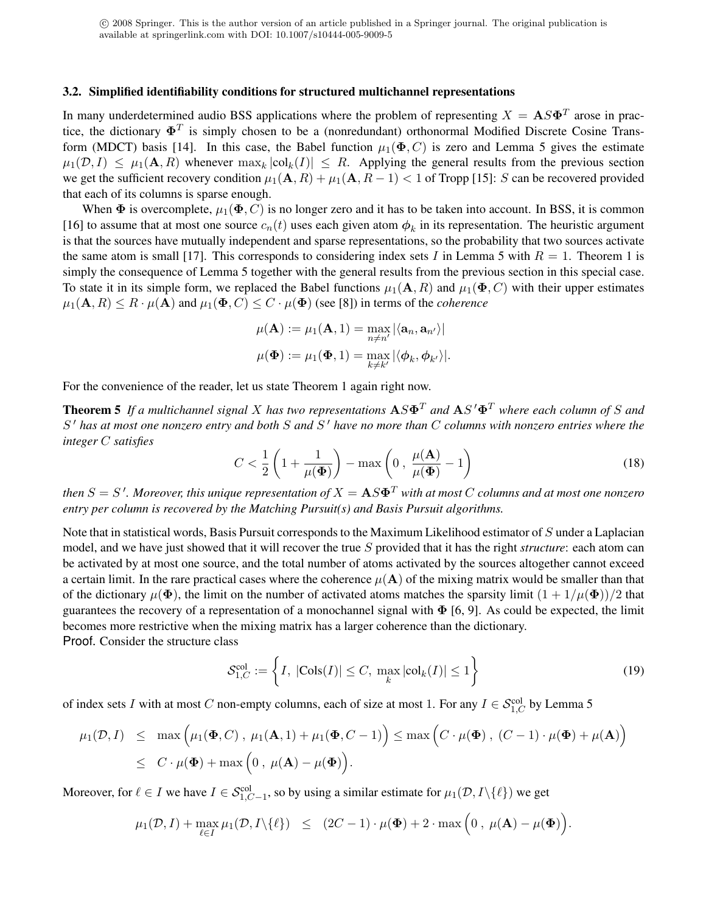### 3.2. Simplified identifiability conditions for structured multichannel representations

In many underdetermined audio BSS applications where the problem of representing $X = \mathbf{A}S\mathbf{\Phi}^T$ arose in practice, the dictionary $\mathbf{\Phi}^T$ is simply chosen to be a (nonredundant) orthonormal Modified Discrete Cosine Transform (MDCT) basis [14]. In this case, the Babel function $\mu_1(\mathbf{\Phi}, C)$ is zero and Lemma 5 gives the estimate $\mu_1(\mathcal{D}, I) \leq \mu_1(\mathbf{A}, R)$ whenever $\max_k |\text{col}_k(I)| \leq R$. Applying the general results from the previous section we get the sufficient recovery condition $\mu_1(\mathbf{A}, R) + \mu_1(\mathbf{A}, R-1) < 1$ of Tropp [15]: $S$ can be recovered provided that each of its columns is sparse enough.

When $\mathbf{\Phi}$ is overcomplete, $\mu_1(\mathbf{\Phi}, C)$ is no longer zero and it has to be taken into account. In BSS, it is common [16] to assume that at most one source $c_n(t)$ uses each given atom $\boldsymbol{\phi}_k$ in its representation. The heuristic argument is that the sources have mutually independent and sparse representations, so the probability that two sources activate the same atom is small [17]. This corresponds to considering index sets $I$ in Lemma 5 with $R = 1$. Theorem 1 is simply the consequence of Lemma 5 together with the general results from the previous section in this special case. To state it in its simple form, we replaced the Babel functions $\mu_1(\mathbf{A}, R)$ and $\mu_1(\mathbf{\Phi}, C)$ with their upper estimates $\mu_1(\mathbf{A}, R) \leq R \cdot \mu(\mathbf{A})$ and $\mu_1(\mathbf{\Phi}, C) \leq C \cdot \mu(\mathbf{\Phi})$ (see [8]) in terms of the *coherence*

$$\mu(\mathbf{A}) := \mu_1(\mathbf{A}, 1) = \max_{n \neq n'} |\langle \mathbf{a}_n, \mathbf{a}_{n'} \rangle|$$

$$\mu(\mathbf{\Phi}) := \mu_1(\mathbf{\Phi}, 1) = \max_{k \neq k'} |\langle \boldsymbol{\phi}_k, \boldsymbol{\phi}_{k'} \rangle|.$$

For the convenience of the reader, let us state Theorem 1 again right now.

**Theorem 5** *If a multichannel signal $X$ has two representations $\mathbf{A}S\mathbf{\Phi}^T$ and $\mathbf{A}S'\mathbf{\Phi}^T$ where each column of $S$ and $S'$ has at most one nonzero entry and both $S$ and $S'$ have no more than $C$ columns with nonzero entries where the integer $C$ satisfies*

$$C < \frac{1}{2}\left(1 + \frac{1}{\mu(\mathbf{\Phi})}\right) - \max\left(0\,,\ \frac{\mu(\mathbf{A})}{\mu(\mathbf{\Phi})} - 1\right) \tag{18}$$

*then $S = S'$. Moreover, this unique representation of $X = \mathbf{A}S\mathbf{\Phi}^T$ with at most $C$ columns and at most one nonzero entry per column is recovered by the Matching Pursuit(s) and Basis Pursuit algorithms.*

Note that in statistical words, Basis Pursuit corresponds to the Maximum Likelihood estimator of $S$ under a Laplacian model, and we have just showed that it will recover the true $S$ provided that it has the right *structure*: each atom can be activated by at most one source, and the total number of atoms activated by the sources altogether cannot exceed a certain limit. In the rare practical cases where the coherence $\mu(\mathbf{A})$ of the mixing matrix would be smaller than that of the dictionary $\mu(\mathbf{\Phi})$, the limit on the number of activated atoms matches the sparsity limit $(1 + 1/\mu(\mathbf{\Phi}))/2$ that guarantees the recovery of a representation of a monochannel signal with $\mathbf{\Phi}$ [6, 9]. As could be expected, the limit becomes more restrictive when the mixing matrix has a larger coherence than the dictionary.

Proof. Consider the structure class

$$\mathcal{S}^{\text{col}}_{1,C} := \left\{ I,\ |\text{Cols}(I)| \leq C,\ \max_k |\text{col}_k(I)| \leq 1 \right\} \tag{19}$$

of index sets $I$ with at most $C$ non-empty columns, each of size at most 1. For any $I \in \mathcal{S}^{\text{col}}_{1,C}$ by Lemma 5

$$\begin{aligned}
\mu_1(\mathcal{D}, I) &\leq \max\Big(\mu_1(\mathbf{\Phi}, C)\,,\ \mu_1(\mathbf{A}, 1) + \mu_1(\mathbf{\Phi}, C-1)\Big) \leq \max\Big(C \cdot \mu(\mathbf{\Phi})\,,\ (C-1) \cdot \mu(\mathbf{\Phi}) + \mu(\mathbf{A})\Big) \\
&\leq C \cdot \mu(\mathbf{\Phi}) + \max\Big(0\,,\ \mu(\mathbf{A}) - \mu(\mathbf{\Phi})\Big).
\end{aligned}$$

Moreover, for $\ell \in I$ we have $I \in \mathcal{S}^{\text{col}}_{1,C-1}$, so by using a similar estimate for $\mu_1(\mathcal{D}, I\backslash\{\ell\})$ we get

$$\mu_1(\mathcal{D}, I) + \max_{\ell \in I} \mu_1(\mathcal{D}, I\backslash\{\ell\}) \leq (2C-1) \cdot \mu(\mathbf{\Phi}) + 2 \cdot \max\Big(0\,,\ \mu(\mathbf{A}) - \mu(\mathbf{\Phi})\Big).$$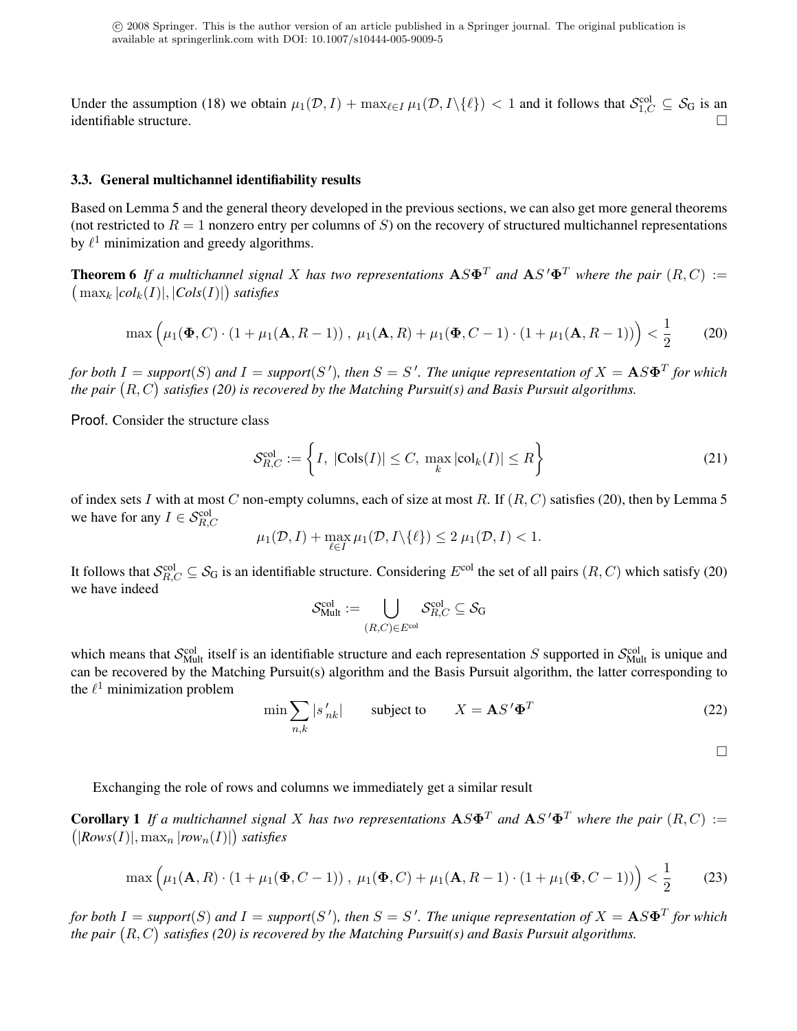Under the assumption (18) we obtain $\mu_1(\mathcal{D}, I) + \max_{\ell \in I} \mu_1(\mathcal{D}, I \backslash \{\ell\}) < 1$ and it follows that $\mathcal{S}^{\text{col}}_{1,C} \subseteq \mathcal{S}_{\text{G}}$ is an identifiable structure. □

### 3.3. General multichannel identifiability results

Based on Lemma 5 and the general theory developed in the previous sections, we can also get more general theorems (not restricted to $R = 1$ nonzero entry per columns of $S$) on the recovery of structured multichannel representations by $\ell^1$ minimization and greedy algorithms.

**Theorem 6** *If a multichannel signal $X$ has two representations $\mathbf{A}S\mathbf{\Phi}^T$ and $\mathbf{A}S'\mathbf{\Phi}^T$ where the pair $(R, C) := \big(\max_k |col_k(I)|, |Cols(I)|\big)$ satisfies*

$$\max\Big(\mu_1(\mathbf{\Phi}, C) \cdot (1 + \mu_1(\mathbf{A}, R-1))\,,\ \mu_1(\mathbf{A}, R) + \mu_1(\mathbf{\Phi}, C-1) \cdot (1 + \mu_1(\mathbf{A}, R-1))\Big) < \frac{1}{2} \tag{20}$$

*for both $I = support(S)$ and $I = support(S')$, then $S = S'$. The unique representation of $X = \mathbf{A}S\mathbf{\Phi}^T$ for which the pair $\big(R, C\big)$ satisfies (20) is recovered by the Matching Pursuit(s) and Basis Pursuit algorithms.*

Proof. Consider the structure class

$$\mathcal{S}^{\text{col}}_{R,C} := \left\{I,\ |\text{Cols}(I)| \le C,\ \max_k |\text{col}_k(I)| \le R\right\} \tag{21}$$

of index sets $I$ with at most $C$ non-empty columns, each of size at most $R$. If $(R, C)$ satisfies (20), then by Lemma 5 we have for any $I \in \mathcal{S}^{\text{col}}_{R,C}$

$$\mu_1(\mathcal{D}, I) + \max_{\ell \in I} \mu_1(\mathcal{D}, I \backslash \{\ell\}) \le 2\,\mu_1(\mathcal{D}, I) < 1.$$

It follows that $\mathcal{S}^{\text{col}}_{R,C} \subseteq \mathcal{S}_{\text{G}}$ is an identifiable structure. Considering $E^{\text{col}}$ the set of all pairs $(R, C)$ which satisfy (20) we have indeed

$$\mathcal{S}^{\text{col}}_{\text{Mult}} := \bigcup_{(R,C) \in E^{\text{col}}} \mathcal{S}^{\text{col}}_{R,C} \subseteq \mathcal{S}_{\text{G}}$$

which means that $\mathcal{S}^{\text{col}}_{\text{Mult}}$ itself is an identifiable structure and each representation $S$ supported in $\mathcal{S}^{\text{col}}_{\text{Mult}}$ is unique and can be recovered by the Matching Pursuit(s) algorithm and the Basis Pursuit algorithm, the latter corresponding to the $\ell^1$ minimization problem

$$\min \sum_{n,k} |s'_{nk}| \qquad \text{subject to} \qquad X = \mathbf{A}S'\mathbf{\Phi}^T \tag{22}$$

□

Exchanging the role of rows and columns we immediately get a similar result

**Corollary 1** *If a multichannel signal $X$ has two representations $\mathbf{A}S\mathbf{\Phi}^T$ and $\mathbf{A}S'\mathbf{\Phi}^T$ where the pair $(R, C) := \big(|Rows(I)|, \max_n |row_n(I)|\big)$ satisfies*

$$\max\Big(\mu_1(\mathbf{A}, R) \cdot (1 + \mu_1(\mathbf{\Phi}, C-1))\,,\ \mu_1(\mathbf{\Phi}, C) + \mu_1(\mathbf{A}, R-1) \cdot (1 + \mu_1(\mathbf{\Phi}, C-1))\Big) < \frac{1}{2} \tag{23}$$

*for both $I = support(S)$ and $I = support(S')$, then $S = S'$. The unique representation of $X = \mathbf{A}S\mathbf{\Phi}^T$ for which the pair $\big(R, C\big)$ satisfies (20) is recovered by the Matching Pursuit(s) and Basis Pursuit algorithms.*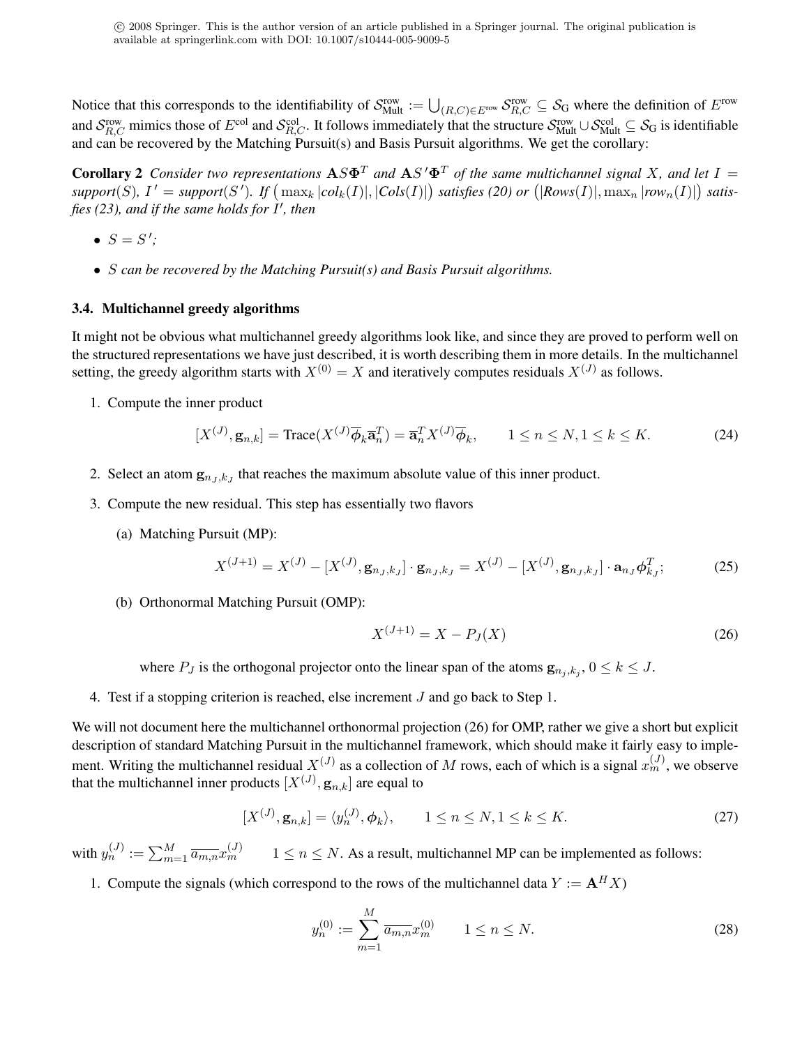Notice that this corresponds to the identifiability of $\mathcal{S}_{\text{Mult}}^{\text{row}} := \bigcup_{(R,C)\in E^{\text{row}}} \mathcal{S}_{R,C}^{\text{row}} \subseteq \mathcal{S}_{\text{G}}$ where the definition of $E^{\text{row}}$ and $\mathcal{S}_{R,C}^{\text{row}}$ mimics those of $E^{\text{col}}$ and $\mathcal{S}_{R,C}^{\text{col}}$. It follows immediately that the structure $\mathcal{S}_{\text{Mult}}^{\text{row}} \cup \mathcal{S}_{\text{Mult}}^{\text{col}} \subseteq \mathcal{S}_{\text{G}}$ is identifiable and can be recovered by the Matching Pursuit(s) and Basis Pursuit algorithms. We get the corollary:

**Corollary 2** *Consider two representations $\mathbf{A}S\mathbf{\Phi}^T$ and $\mathbf{A}S'\mathbf{\Phi}^T$ of the same multichannel signal $X$, and let $I$ = support$(S)$, $I'$ = support$(S')$. If $\left(\max_k |col_k(I)|, |Cols(I)|\right)$ satisfies (20) or $\left(|Rows(I)|, \max_n |row_n(I)|\right)$ satisfies (23), and if the same holds for $I'$, then*

- *$S = S'$;*
- *$S$ can be recovered by the Matching Pursuit(s) and Basis Pursuit algorithms.*

### 3.4. Multichannel greedy algorithms

It might not be obvious what multichannel greedy algorithms look like, and since they are proved to perform well on the structured representations we have just described, it is worth describing them in more details. In the multichannel setting, the greedy algorithm starts with $X^{(0)} = X$ and iteratively computes residuals $X^{(J)}$ as follows.

1. Compute the inner product
$$[X^{(J)}, \mathbf{g}_{n,k}] = \text{Trace}(X^{(J)}\overline{\boldsymbol{\phi}}_k\overline{\mathbf{a}}_n^T) = \overline{\mathbf{a}}_n^T X^{(J)}\overline{\boldsymbol{\phi}}_k, \qquad 1 \le n \le N, 1 \le k \le K. \tag{24}$$
2. Select an atom $\mathbf{g}_{n_J,k_J}$ that reaches the maximum absolute value of this inner product.
3. Compute the new residual. This step has essentially two flavors
   (a) Matching Pursuit (MP):
$$X^{(J+1)} = X^{(J)} - [X^{(J)}, \mathbf{g}_{n_J,k_J}] \cdot \mathbf{g}_{n_J,k_J} = X^{(J)} - [X^{(J)}, \mathbf{g}_{n_J,k_J}] \cdot \mathbf{a}_{n_J}\boldsymbol{\phi}_{k_J}^T; \tag{25}$$
   (b) Orthonormal Matching Pursuit (OMP):
$$X^{(J+1)} = X - P_J(X) \tag{26}$$
   where $P_J$ is the orthogonal projector onto the linear span of the atoms $\mathbf{g}_{n_j,k_j}, 0 \le k \le J$.
4. Test if a stopping criterion is reached, else increment $J$ and go back to Step 1.

We will not document here the multichannel orthonormal projection (26) for OMP, rather we give a short but explicit description of standard Matching Pursuit in the multichannel framework, which should make it fairly easy to implement. Writing the multichannel residual $X^{(J)}$ as a collection of $M$ rows, each of which is a signal $x_m^{(J)}$, we observe that the multichannel inner products $[X^{(J)}, \mathbf{g}_{n,k}]$ are equal to

$$[X^{(J)}, \mathbf{g}_{n,k}] = \langle y_n^{(J)}, \boldsymbol{\phi}_k \rangle, \qquad 1 \le n \le N, 1 \le k \le K. \tag{27}$$

with $y_n^{(J)} := \sum_{m=1}^M \overline{a_{m,n}} x_m^{(J)} \qquad 1 \le n \le N$. As a result, multichannel MP can be implemented as follows:

1. Compute the signals (which correspond to the rows of the multichannel data $Y := \mathbf{A}^H X$)
$$y_n^{(0)} := \sum_{m=1}^M \overline{a_{m,n}} x_m^{(0)} \qquad 1 \le n \le N. \tag{28}$$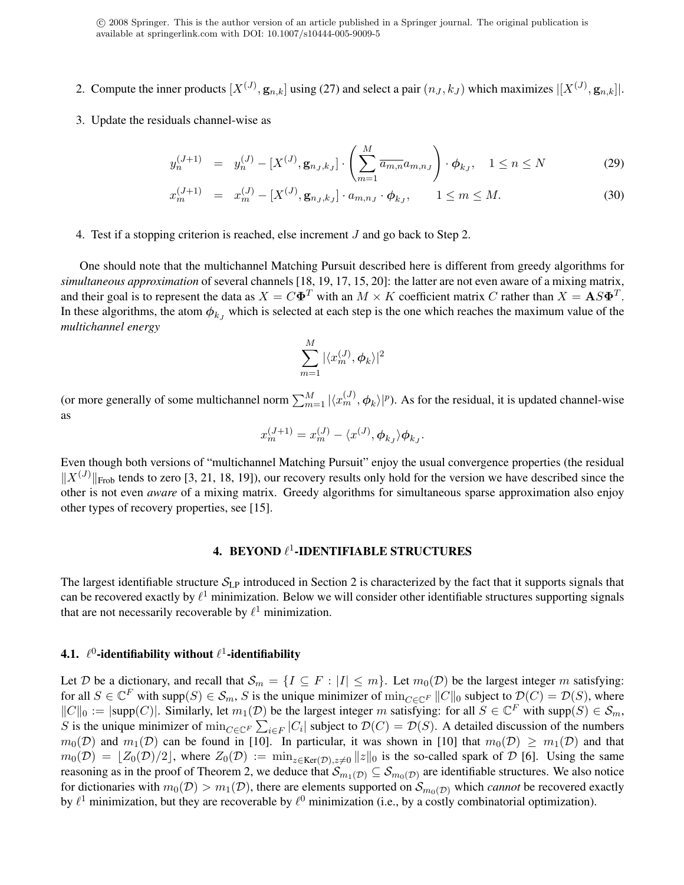2. Compute the inner products $[X^{(J)}, \mathbf{g}_{n,k}]$ using (27) and select a pair $(n_J, k_J)$ which maximizes $|[X^{(J)}, \mathbf{g}_{n,k}]|$.

3. Update the residuals channel-wise as

$$
\begin{aligned}
y_n^{(J+1)} &= y_n^{(J)} - [X^{(J)}, \mathbf{g}_{n_J,k_J}] \cdot \left( \sum_{m=1}^{M} \overline{a_{m,n}} a_{m,n_J} \right) \cdot \boldsymbol{\phi}_{k_J}, \quad 1 \le n \le N && (29) \\
x_m^{(J+1)} &= x_m^{(J)} - [X^{(J)}, \mathbf{g}_{n_J,k_J}] \cdot a_{m,n_J} \cdot \boldsymbol{\phi}_{k_J}, \qquad 1 \le m \le M. && (30)
\end{aligned}
$$

4. Test if a stopping criterion is reached, else increment $J$ and go back to Step 2.

One should note that the multichannel Matching Pursuit described here is different from greedy algorithms for *simultaneous approximation* of several channels [18, 19, 17, 15, 20]: the latter are not even aware of a mixing matrix, and their goal is to represent the data as $X = C\mathbf{\Phi}^T$ with an $M \times K$ coefficient matrix $C$ rather than $X = \mathbf{A}S\mathbf{\Phi}^T$. In these algorithms, the atom $\boldsymbol{\phi}_{k_J}$ which is selected at each step is the one which reaches the maximum value of the *multichannel energy*

$$
\sum_{m=1}^{M} |\langle x_m^{(J)}, \boldsymbol{\phi}_k \rangle|^2
$$

(or more generally of some multichannel norm $\sum_{m=1}^{M} |\langle x_m^{(J)}, \boldsymbol{\phi}_k \rangle|^p$). As for the residual, it is updated channel-wise as

$$
x_m^{(J+1)} = x_m^{(J)} - \langle x^{(J)}, \boldsymbol{\phi}_{k_J} \rangle \boldsymbol{\phi}_{k_J}.
$$

Even though both versions of "multichannel Matching Pursuit" enjoy the usual convergence properties (the residual $\|X^{(J)}\|_{\text{Frob}}$ tends to zero [3, 21, 18, 19]), our recovery results only hold for the version we have described since the other is not even *aware* of a mixing matrix. Greedy algorithms for simultaneous sparse approximation also enjoy other types of recovery properties, see [15].

## 4. BEYOND $\ell^1$-IDENTIFIABLE STRUCTURES

The largest identifiable structure $\mathcal{S}_{\text{LP}}$ introduced in Section 2 is characterized by the fact that it supports signals that can be recovered exactly by $\ell^1$ minimization. Below we will consider other identifiable structures supporting signals that are not necessarily recoverable by $\ell^1$ minimization.

### 4.1. $\ell^0$-identifiability without $\ell^1$-identifiability

Let $\mathcal{D}$ be a dictionary, and recall that $\mathcal{S}_m = \{I \subseteq F : |I| \le m\}$. Let $m_0(\mathcal{D})$ be the largest integer $m$ satisfying: for all $S \in \mathbb{C}^F$ with $\text{supp}(S) \in \mathcal{S}_m$, $S$ is the unique minimizer of $\min_{C \in \mathbb{C}^F} \|C\|_0$ subject to $\mathcal{D}(C) = \mathcal{D}(S)$, where $\|C\|_0 := |\text{supp}(C)|$. Similarly, let $m_1(\mathcal{D})$ be the largest integer $m$ satisfying: for all $S \in \mathbb{C}^F$ with $\text{supp}(S) \in \mathcal{S}_m$, $S$ is the unique minimizer of $\min_{C \in \mathbb{C}^F} \sum_{i \in F} |C_i|$ subject to $\mathcal{D}(C) = \mathcal{D}(S)$. A detailed discussion of the numbers $m_0(\mathcal{D})$ and $m_1(\mathcal{D})$ can be found in [10]. In particular, it was shown in [10] that $m_0(\mathcal{D}) \ge m_1(\mathcal{D})$ and that $m_0(\mathcal{D}) = \lfloor Z_0(\mathcal{D})/2 \rfloor$, where $Z_0(\mathcal{D}) := \min_{z \in \text{Ker}(\mathcal{D}), z \neq 0} \|z\|_0$ is the so-called spark of $\mathcal{D}$ [6]. Using the same reasoning as in the proof of Theorem 2, we deduce that $\mathcal{S}_{m_1(\mathcal{D})} \subseteq \mathcal{S}_{m_0(\mathcal{D})}$ are identifiable structures. We also notice for dictionaries with $m_0(\mathcal{D}) > m_1(\mathcal{D})$, there are elements supported on $\mathcal{S}_{m_0(\mathcal{D})}$ which *cannot* be recovered exactly by $\ell^1$ minimization, but they are recoverable by $\ell^0$ minimization (i.e., by a costly combinatorial optimization).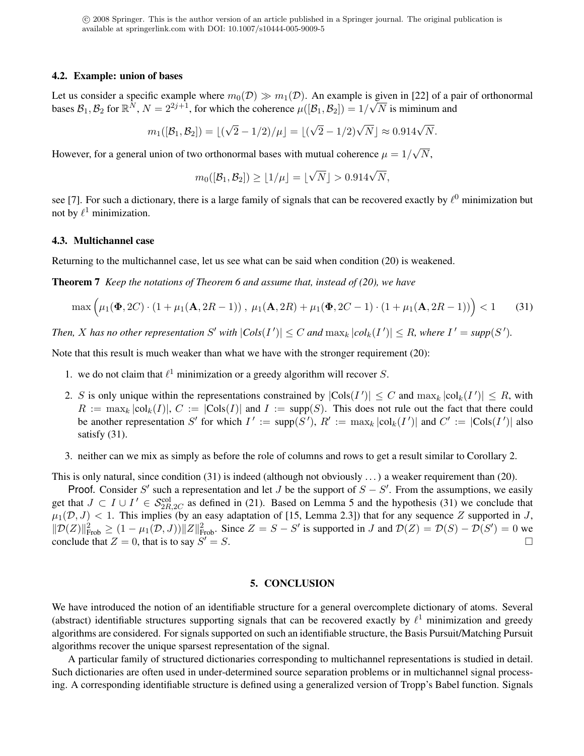© 2008 Springer. This is the author version of an article published in a Springer journal. The original publication is available at springerlink.com with DOI: 10.1007/s10444-005-9009-5

### 4.2. Example: union of bases

Let us consider a specific example where $m_0(\mathcal{D}) \gg m_1(\mathcal{D})$. An example is given in [22] of a pair of orthonormal bases $\mathcal{B}_1, \mathcal{B}_2$ for $\mathbb{R}^N$, $N = 2^{2j+1}$, for which the coherence $\mu([\mathcal{B}_1, \mathcal{B}_2]) = 1/\sqrt{N}$ is miminum and

$$m_1([\mathcal{B}_1, \mathcal{B}_2]) = \lfloor (\sqrt{2} - 1/2)/\mu \rfloor = \lfloor (\sqrt{2} - 1/2)\sqrt{N} \rfloor \approx 0.914\sqrt{N}.$$

However, for a general union of two orthonormal bases with mutual coherence $\mu = 1/\sqrt{N}$,

$$m_0([\mathcal{B}_1, \mathcal{B}_2]) \geq \lfloor 1/\mu \rfloor = \lfloor \sqrt{N} \rfloor > 0.914\sqrt{N},$$

see [7]. For such a dictionary, there is a large family of signals that can be recovered exactly by $\ell^0$ minimization but not by $\ell^1$ minimization.

### 4.3. Multichannel case

Returning to the multichannel case, let us see what can be said when condition (20) is weakened.

**Theorem 7** *Keep the notations of Theorem 6 and assume that, instead of (20), we have*

$$\max\Big(\mu_1(\mathbf{\Phi}, 2C) \cdot (1 + \mu_1(\mathbf{A}, 2R-1))\ ,\ \mu_1(\mathbf{A}, 2R) + \mu_1(\mathbf{\Phi}, 2C-1) \cdot (1 + \mu_1(\mathbf{A}, 2R-1))\Big) < 1 \qquad (31)$$

*Then, $X$ has no other representation $S'$ with $|Cols(I')| \leq C$ and $\max_k |col_k(I')| \leq R$, where $I' = supp(S')$.*

Note that this result is much weaker than what we have with the stronger requirement (20):

1. we do not claim that $\ell^1$ minimization or a greedy algorithm will recover $S$.
2. $S$ is only unique within the representations constrained by $|\mathrm{Cols}(I')| \leq C$ and $\max_k |\mathrm{col}_k(I')| \leq R$, with $R := \max_k |\mathrm{col}_k(I)|$, $C := |\mathrm{Cols}(I)|$ and $I := \mathrm{supp}(S)$. This does not rule out the fact that there could be another representation $S'$ for which $I' := \mathrm{supp}(S')$, $R' := \max_k |\mathrm{col}_k(I')|$ and $C' := |\mathrm{Cols}(I')|$ also satisfy (31).
3. neither can we mix as simply as before the role of columns and rows to get a result similar to Corollary 2.

This is only natural, since condition (31) is indeed (although not obviously ...) a weaker requirement than (20).

Proof. Consider $S'$ such a representation and let $J$ be the support of $S - S'$. From the assumptions, we easily get that $J \subset I \cup I' \in \mathcal{S}^{\mathrm{col}}_{2R,2C}$ as defined in (21). Based on Lemma 5 and the hypothesis (31) we conclude that $\mu_1(\mathcal{D}, J) < 1$. This implies (by an easy adaptation of [15, Lemma 2.3]) that for any sequence $Z$ supported in $J$, $\|\mathcal{D}(Z)\|^2_{\mathrm{Frob}} \geq (1 - \mu_1(\mathcal{D}, J))\|Z\|^2_{\mathrm{Frob}}$. Since $Z = S - S'$ is supported in $J$ and $\mathcal{D}(Z) = \mathcal{D}(S) - \mathcal{D}(S') = 0$ we conclude that $Z = 0$, that is to say $S' = S$. □

## 5. CONCLUSION

We have introduced the notion of an identifiable structure for a general overcomplete dictionary of atoms. Several (abstract) identifiable structures supporting signals that can be recovered exactly by $\ell^1$ minimization and greedy algorithms are considered. For signals supported on such an identifiable structure, the Basis Pursuit/Matching Pursuit algorithms recover the unique sparsest representation of the signal.

A particular family of structured dictionaries corresponding to multichannel representations is studied in detail. Such dictionaries are often used in under-determined source separation problems or in multichannel signal processing. A corresponding identifiable structure is defined using a generalized version of Tropp's Babel function. Signals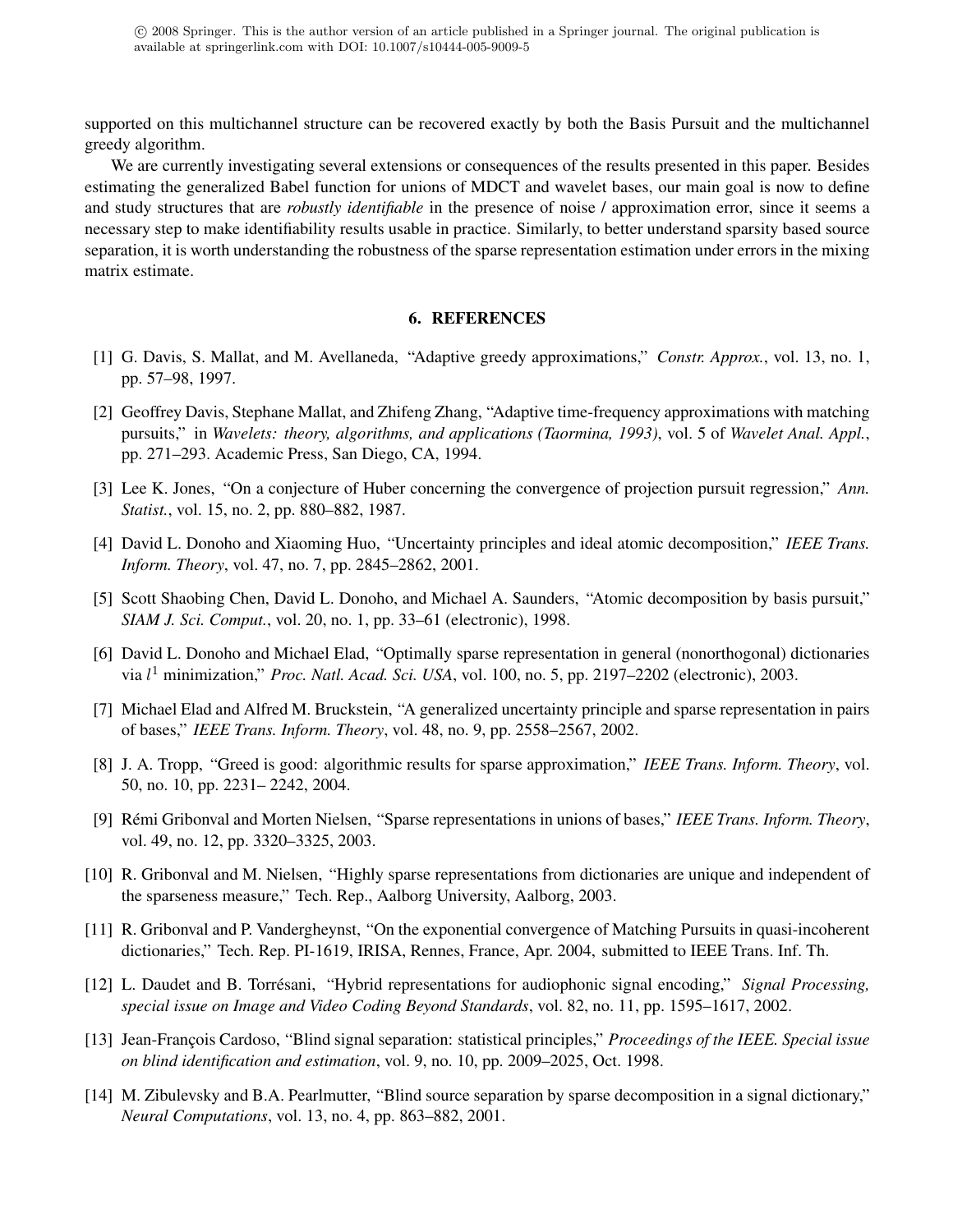supported on this multichannel structure can be recovered exactly by both the Basis Pursuit and the multichannel greedy algorithm.

We are currently investigating several extensions or consequences of the results presented in this paper. Besides estimating the generalized Babel function for unions of MDCT and wavelet bases, our main goal is now to define and study structures that are *robustly identifiable* in the presence of noise / approximation error, since it seems a necessary step to make identifiability results usable in practice. Similarly, to better understand sparsity based source separation, it is worth understanding the robustness of the sparse representation estimation under errors in the mixing matrix estimate.

## 6. REFERENCES

[1] G. Davis, S. Mallat, and M. Avellaneda, "Adaptive greedy approximations," *Constr. Approx.*, vol. 13, no. 1, pp. 57–98, 1997.

[2] Geoffrey Davis, Stephane Mallat, and Zhifeng Zhang, "Adaptive time-frequency approximations with matching pursuits," in *Wavelets: theory, algorithms, and applications (Taormina, 1993)*, vol. 5 of *Wavelet Anal. Appl.*, pp. 271–293. Academic Press, San Diego, CA, 1994.

[3] Lee K. Jones, "On a conjecture of Huber concerning the convergence of projection pursuit regression," *Ann. Statist.*, vol. 15, no. 2, pp. 880–882, 1987.

[4] David L. Donoho and Xiaoming Huo, "Uncertainty principles and ideal atomic decomposition," *IEEE Trans. Inform. Theory*, vol. 47, no. 7, pp. 2845–2862, 2001.

[5] Scott Shaobing Chen, David L. Donoho, and Michael A. Saunders, "Atomic decomposition by basis pursuit," *SIAM J. Sci. Comput.*, vol. 20, no. 1, pp. 33–61 (electronic), 1998.

[6] David L. Donoho and Michael Elad, "Optimally sparse representation in general (nonorthogonal) dictionaries via $l^1$ minimization," *Proc. Natl. Acad. Sci. USA*, vol. 100, no. 5, pp. 2197–2202 (electronic), 2003.

[7] Michael Elad and Alfred M. Bruckstein, "A generalized uncertainty principle and sparse representation in pairs of bases," *IEEE Trans. Inform. Theory*, vol. 48, no. 9, pp. 2558–2567, 2002.

[8] J. A. Tropp, "Greed is good: algorithmic results for sparse approximation," *IEEE Trans. Inform. Theory*, vol. 50, no. 10, pp. 2231– 2242, 2004.

[9] Rémi Gribonval and Morten Nielsen, "Sparse representations in unions of bases," *IEEE Trans. Inform. Theory*, vol. 49, no. 12, pp. 3320–3325, 2003.

[10] R. Gribonval and M. Nielsen, "Highly sparse representations from dictionaries are unique and independent of the sparseness measure," Tech. Rep., Aalborg University, Aalborg, 2003.

[11] R. Gribonval and P. Vandergheynst, "On the exponential convergence of Matching Pursuits in quasi-incoherent dictionaries," Tech. Rep. PI-1619, IRISA, Rennes, France, Apr. 2004, submitted to IEEE Trans. Inf. Th.

[12] L. Daudet and B. Torrésani, "Hybrid representations for audiophonic signal encoding," *Signal Processing, special issue on Image and Video Coding Beyond Standards*, vol. 82, no. 11, pp. 1595–1617, 2002.

[13] Jean-François Cardoso, "Blind signal separation: statistical principles," *Proceedings of the IEEE. Special issue on blind identification and estimation*, vol. 9, no. 10, pp. 2009–2025, Oct. 1998.

[14] M. Zibulevsky and B.A. Pearlmutter, "Blind source separation by sparse decomposition in a signal dictionary," *Neural Computations*, vol. 13, no. 4, pp. 863–882, 2001.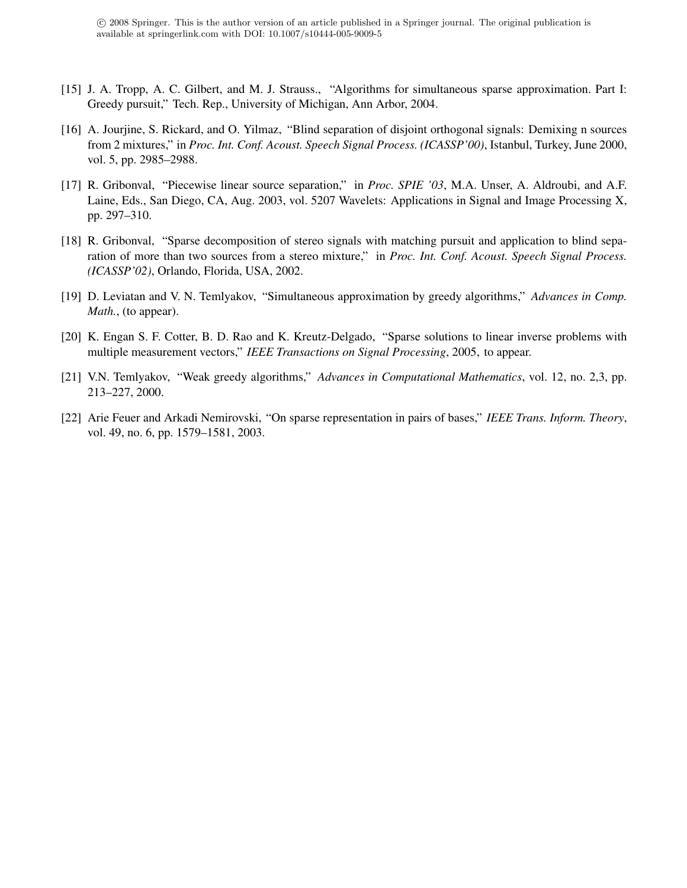[15] J. A. Tropp, A. C. Gilbert, and M. J. Strauss., "Algorithms for simultaneous sparse approximation. Part I: Greedy pursuit," Tech. Rep., University of Michigan, Ann Arbor, 2004.

[16] A. Jourjine, S. Rickard, and O. Yilmaz, "Blind separation of disjoint orthogonal signals: Demixing n sources from 2 mixtures," in *Proc. Int. Conf. Acoust. Speech Signal Process. (ICASSP'00)*, Istanbul, Turkey, June 2000, vol. 5, pp. 2985–2988.

[17] R. Gribonval, "Piecewise linear source separation," in *Proc. SPIE '03*, M.A. Unser, A. Aldroubi, and A.F. Laine, Eds., San Diego, CA, Aug. 2003, vol. 5207 Wavelets: Applications in Signal and Image Processing X, pp. 297–310.

[18] R. Gribonval, "Sparse decomposition of stereo signals with matching pursuit and application to blind separation of more than two sources from a stereo mixture," in *Proc. Int. Conf. Acoust. Speech Signal Process. (ICASSP'02)*, Orlando, Florida, USA, 2002.

[19] D. Leviatan and V. N. Temlyakov, "Simultaneous approximation by greedy algorithms," *Advances in Comp. Math.*, (to appear).

[20] K. Engan S. F. Cotter, B. D. Rao and K. Kreutz-Delgado, "Sparse solutions to linear inverse problems with multiple measurement vectors," *IEEE Transactions on Signal Processing*, 2005, to appear.

[21] V.N. Temlyakov, "Weak greedy algorithms," *Advances in Computational Mathematics*, vol. 12, no. 2,3, pp. 213–227, 2000.

[22] Arie Feuer and Arkadi Nemirovski, "On sparse representation in pairs of bases," *IEEE Trans. Inform. Theory*, vol. 49, no. 6, pp. 1579–1581, 2003.